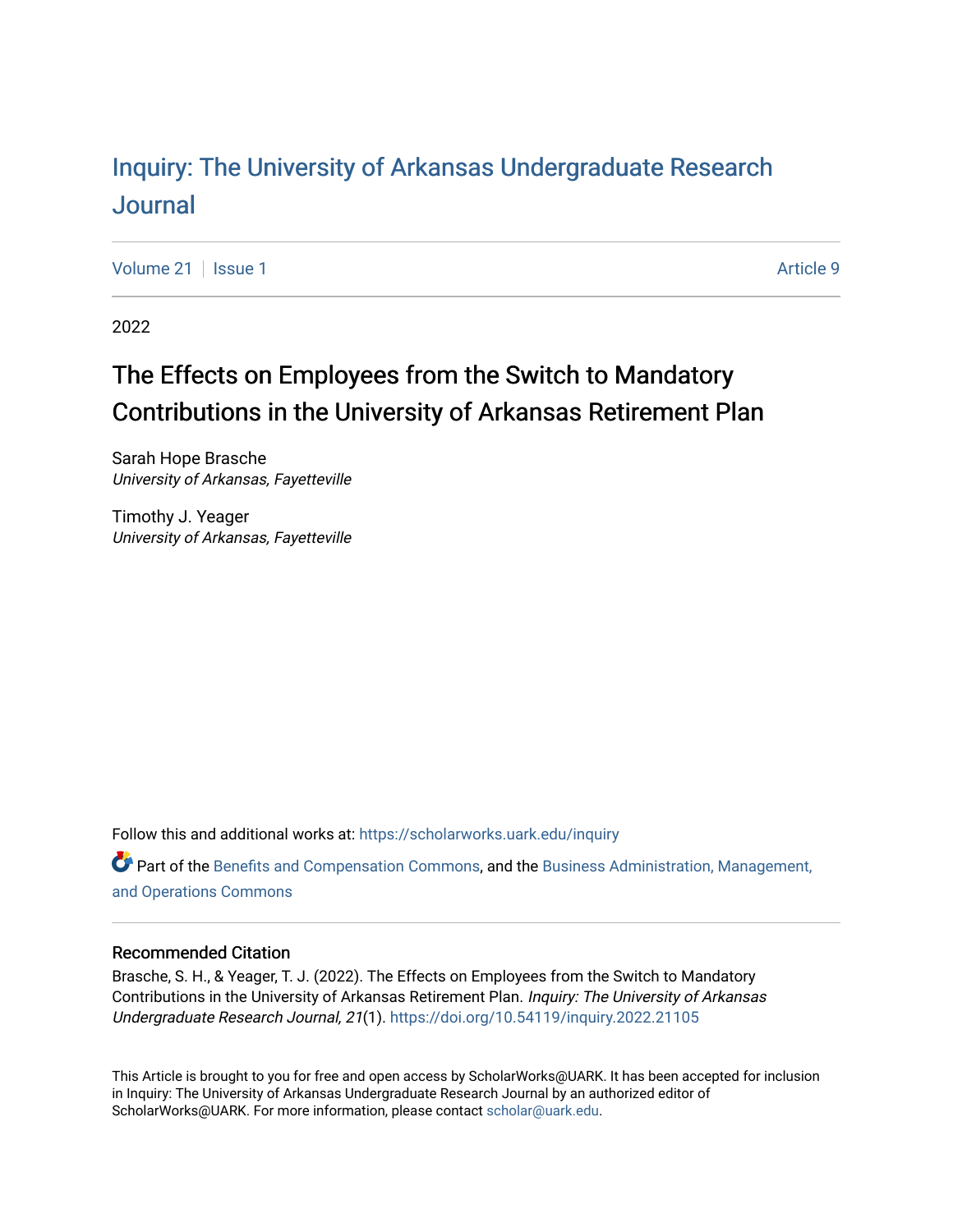# Inquiry: The University of Arkansas Undergraduate Research Journal

Volume 21 | Issue 1 | Article 9

2022

## The Effects on Employees from the Switch to Mandatory Contributions in the University of Arkansas Retirement Plan

Sarah Hope Brasche
*University of Arkansas, Fayetteville*

Timothy J. Yeager
*University of Arkansas, Fayetteville*

Follow this and additional works at: https://scholarworks.uark.edu/inquiry

Part of the Benefits and Compensation Commons, and the Business Administration, Management, and Operations Commons

### Recommended Citation

Brasche, S. H., & Yeager, T. J. (2022). The Effects on Employees from the Switch to Mandatory Contributions in the University of Arkansas Retirement Plan. *Inquiry: The University of Arkansas Undergraduate Research Journal, 21*(1). https://doi.org/10.54119/inquiry.2022.21105

This Article is brought to you for free and open access by ScholarWorks@UARK. It has been accepted for inclusion in Inquiry: The University of Arkansas Undergraduate Research Journal by an authorized editor of ScholarWorks@UARK. For more information, please contact scholar@uark.edu.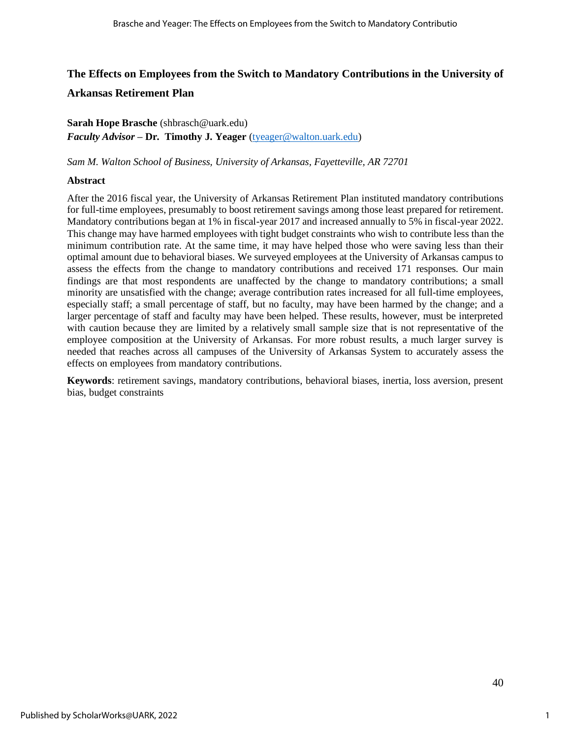# The Effects on Employees from the Switch to Mandatory Contributions in the University of Arkansas Retirement Plan

**Sarah Hope Brasche** (shbrasch@uark.edu)
***Faculty Advisor* – Dr. Timothy J. Yeager** (tyeager@walton.uark.edu)

*Sam M. Walton School of Business, University of Arkansas, Fayetteville, AR 72701*

## Abstract

After the 2016 fiscal year, the University of Arkansas Retirement Plan instituted mandatory contributions for full-time employees, presumably to boost retirement savings among those least prepared for retirement. Mandatory contributions began at 1% in fiscal-year 2017 and increased annually to 5% in fiscal-year 2022. This change may have harmed employees with tight budget constraints who wish to contribute less than the minimum contribution rate. At the same time, it may have helped those who were saving less than their optimal amount due to behavioral biases. We surveyed employees at the University of Arkansas campus to assess the effects from the change to mandatory contributions and received 171 responses. Our main findings are that most respondents are unaffected by the change to mandatory contributions; a small minority are unsatisfied with the change; average contribution rates increased for all full-time employees, especially staff; a small percentage of staff, but no faculty, may have been harmed by the change; and a larger percentage of staff and faculty may have been helped. These results, however, must be interpreted with caution because they are limited by a relatively small sample size that is not representative of the employee composition at the University of Arkansas. For more robust results, a much larger survey is needed that reaches across all campuses of the University of Arkansas System to accurately assess the effects on employees from mandatory contributions.

**Keywords**: retirement savings, mandatory contributions, behavioral biases, inertia, loss aversion, present bias, budget constraints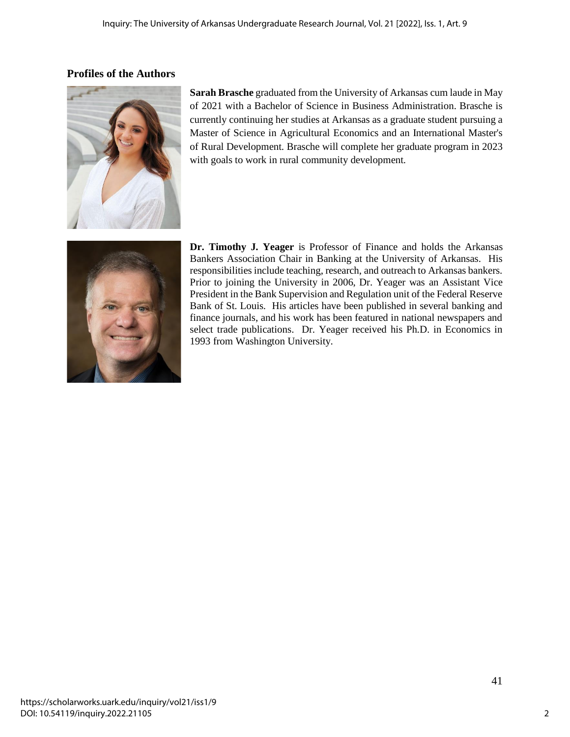## Profiles of the Authors

**Sarah Brasche** graduated from the University of Arkansas cum laude in May of 2021 with a Bachelor of Science in Business Administration. Brasche is currently continuing her studies at Arkansas as a graduate student pursuing a Master of Science in Agricultural Economics and an International Master's of Rural Development. Brasche will complete her graduate program in 2023 with goals to work in rural community development.

**Dr. Timothy J. Yeager** is Professor of Finance and holds the Arkansas Bankers Association Chair in Banking at the University of Arkansas. His responsibilities include teaching, research, and outreach to Arkansas bankers. Prior to joining the University in 2006, Dr. Yeager was an Assistant Vice President in the Bank Supervision and Regulation unit of the Federal Reserve Bank of St. Louis. His articles have been published in several banking and finance journals, and his work has been featured in national newspapers and select trade publications. Dr. Yeager received his Ph.D. in Economics in 1993 from Washington University.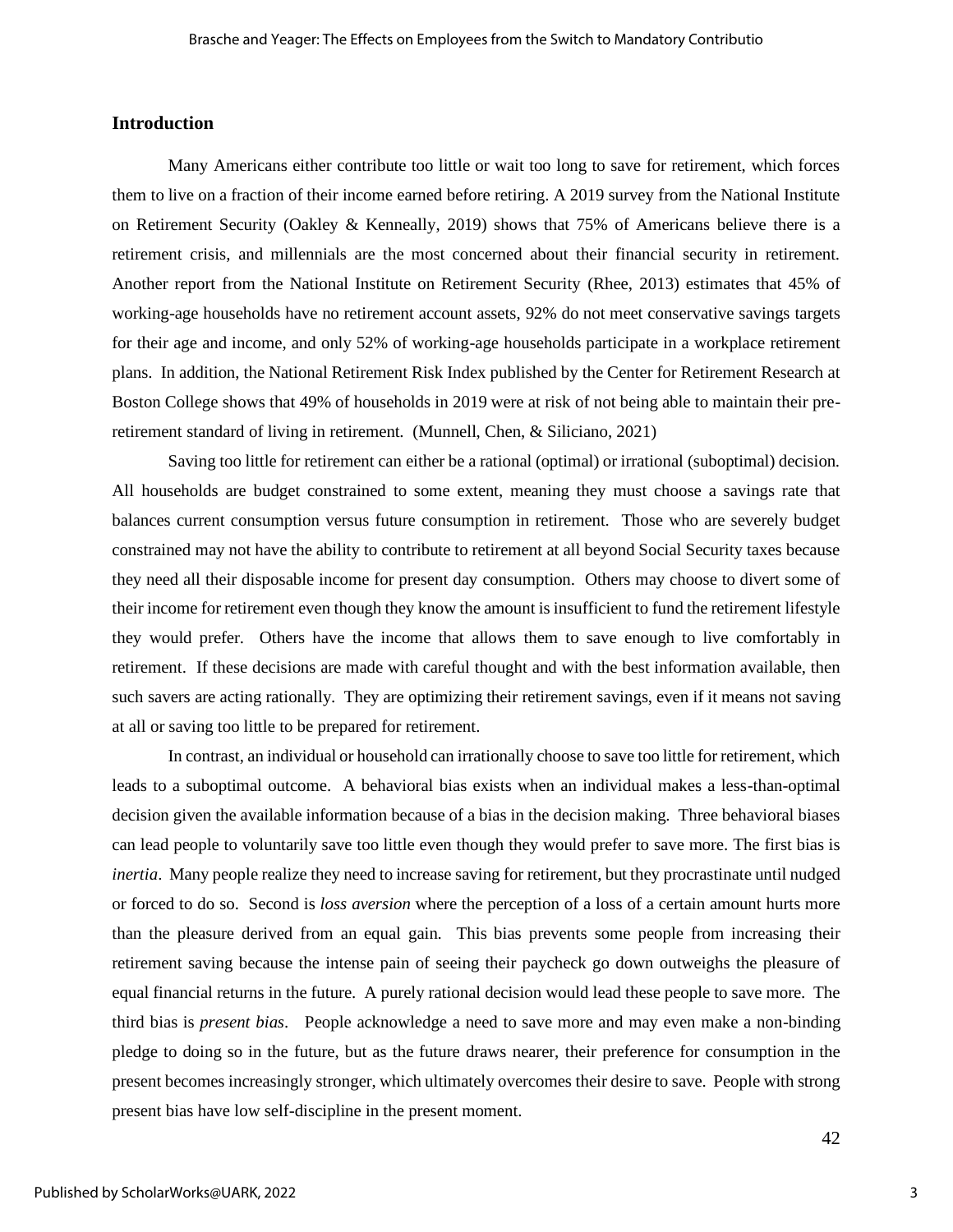## Introduction

Many Americans either contribute too little or wait too long to save for retirement, which forces them to live on a fraction of their income earned before retiring. A 2019 survey from the National Institute on Retirement Security (Oakley & Kenneally, 2019) shows that 75% of Americans believe there is a retirement crisis, and millennials are the most concerned about their financial security in retirement. Another report from the National Institute on Retirement Security (Rhee, 2013) estimates that 45% of working-age households have no retirement account assets, 92% do not meet conservative savings targets for their age and income, and only 52% of working-age households participate in a workplace retirement plans. In addition, the National Retirement Risk Index published by the Center for Retirement Research at Boston College shows that 49% of households in 2019 were at risk of not being able to maintain their pre-retirement standard of living in retirement. (Munnell, Chen, & Siliciano, 2021)

Saving too little for retirement can either be a rational (optimal) or irrational (suboptimal) decision. All households are budget constrained to some extent, meaning they must choose a savings rate that balances current consumption versus future consumption in retirement. Those who are severely budget constrained may not have the ability to contribute to retirement at all beyond Social Security taxes because they need all their disposable income for present day consumption. Others may choose to divert some of their income for retirement even though they know the amount is insufficient to fund the retirement lifestyle they would prefer. Others have the income that allows them to save enough to live comfortably in retirement. If these decisions are made with careful thought and with the best information available, then such savers are acting rationally. They are optimizing their retirement savings, even if it means not saving at all or saving too little to be prepared for retirement.

In contrast, an individual or household can irrationally choose to save too little for retirement, which leads to a suboptimal outcome. A behavioral bias exists when an individual makes a less-than-optimal decision given the available information because of a bias in the decision making. Three behavioral biases can lead people to voluntarily save too little even though they would prefer to save more. The first bias is *inertia*. Many people realize they need to increase saving for retirement, but they procrastinate until nudged or forced to do so. Second is *loss aversion* where the perception of a loss of a certain amount hurts more than the pleasure derived from an equal gain. This bias prevents some people from increasing their retirement saving because the intense pain of seeing their paycheck go down outweighs the pleasure of equal financial returns in the future. A purely rational decision would lead these people to save more. The third bias is *present bias*. People acknowledge a need to save more and may even make a non-binding pledge to doing so in the future, but as the future draws nearer, their preference for consumption in the present becomes increasingly stronger, which ultimately overcomes their desire to save. People with strong present bias have low self-discipline in the present moment.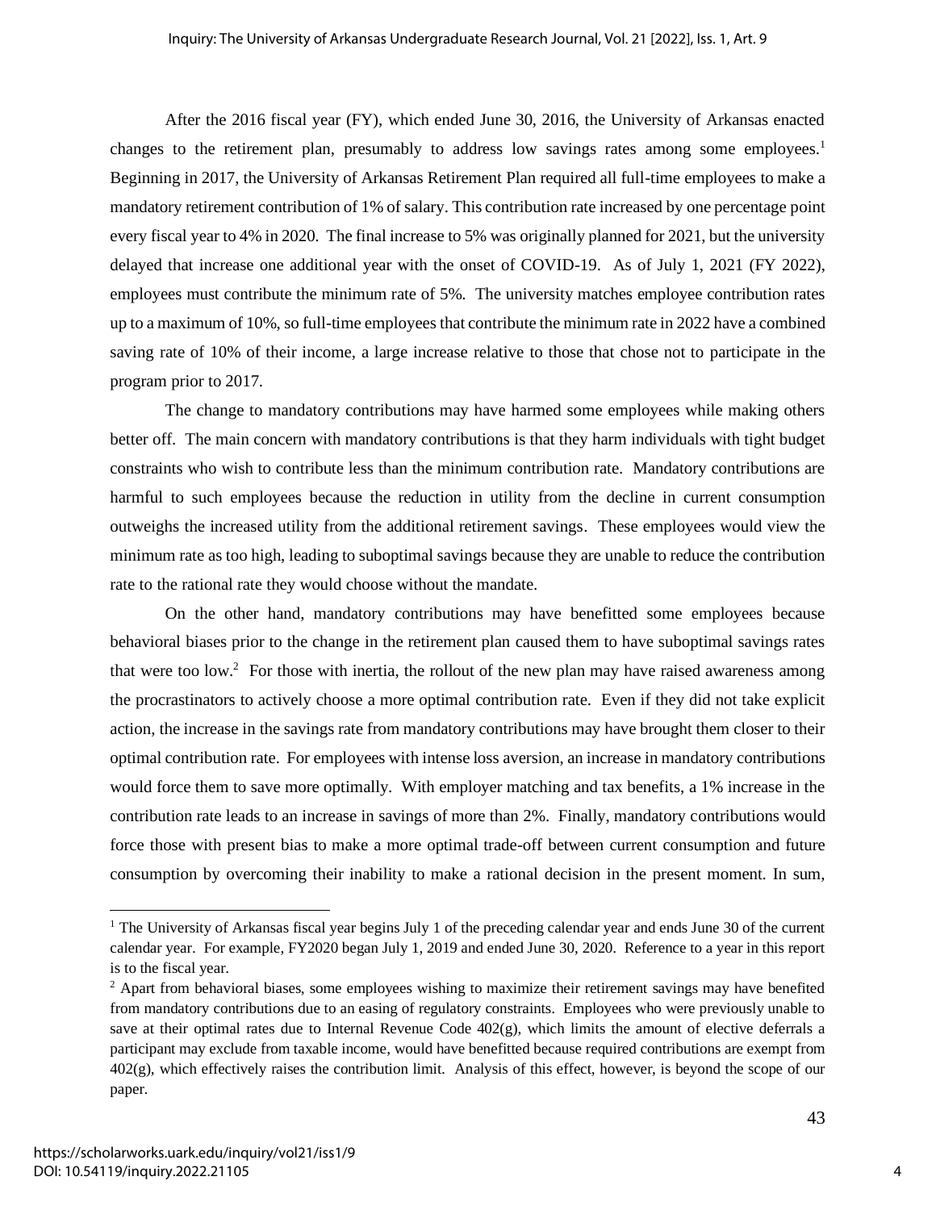After the 2016 fiscal year (FY), which ended June 30, 2016, the University of Arkansas enacted changes to the retirement plan, presumably to address low savings rates among some employees.[1] Beginning in 2017, the University of Arkansas Retirement Plan required all full-time employees to make a mandatory retirement contribution of 1% of salary. This contribution rate increased by one percentage point every fiscal year to 4% in 2020. The final increase to 5% was originally planned for 2021, but the university delayed that increase one additional year with the onset of COVID-19. As of July 1, 2021 (FY 2022), employees must contribute the minimum rate of 5%. The university matches employee contribution rates up to a maximum of 10%, so full-time employees that contribute the minimum rate in 2022 have a combined saving rate of 10% of their income, a large increase relative to those that chose not to participate in the program prior to 2017.

The change to mandatory contributions may have harmed some employees while making others better off. The main concern with mandatory contributions is that they harm individuals with tight budget constraints who wish to contribute less than the minimum contribution rate. Mandatory contributions are harmful to such employees because the reduction in utility from the decline in current consumption outweighs the increased utility from the additional retirement savings. These employees would view the minimum rate as too high, leading to suboptimal savings because they are unable to reduce the contribution rate to the rational rate they would choose without the mandate.

On the other hand, mandatory contributions may have benefitted some employees because behavioral biases prior to the change in the retirement plan caused them to have suboptimal savings rates that were too low.[2] For those with inertia, the rollout of the new plan may have raised awareness among the procrastinators to actively choose a more optimal contribution rate. Even if they did not take explicit action, the increase in the savings rate from mandatory contributions may have brought them closer to their optimal contribution rate. For employees with intense loss aversion, an increase in mandatory contributions would force them to save more optimally. With employer matching and tax benefits, a 1% increase in the contribution rate leads to an increase in savings of more than 2%. Finally, mandatory contributions would force those with present bias to make a more optimal trade-off between current consumption and future consumption by overcoming their inability to make a rational decision in the present moment. In sum,

---

[1] The University of Arkansas fiscal year begins July 1 of the preceding calendar year and ends June 30 of the current calendar year. For example, FY2020 began July 1, 2019 and ended June 30, 2020. Reference to a year in this report is to the fiscal year.

[2] Apart from behavioral biases, some employees wishing to maximize their retirement savings may have benefited from mandatory contributions due to an easing of regulatory constraints. Employees who were previously unable to save at their optimal rates due to Internal Revenue Code 402(g), which limits the amount of elective deferrals a participant may exclude from taxable income, would have benefitted because required contributions are exempt from 402(g), which effectively raises the contribution limit. Analysis of this effect, however, is beyond the scope of our paper.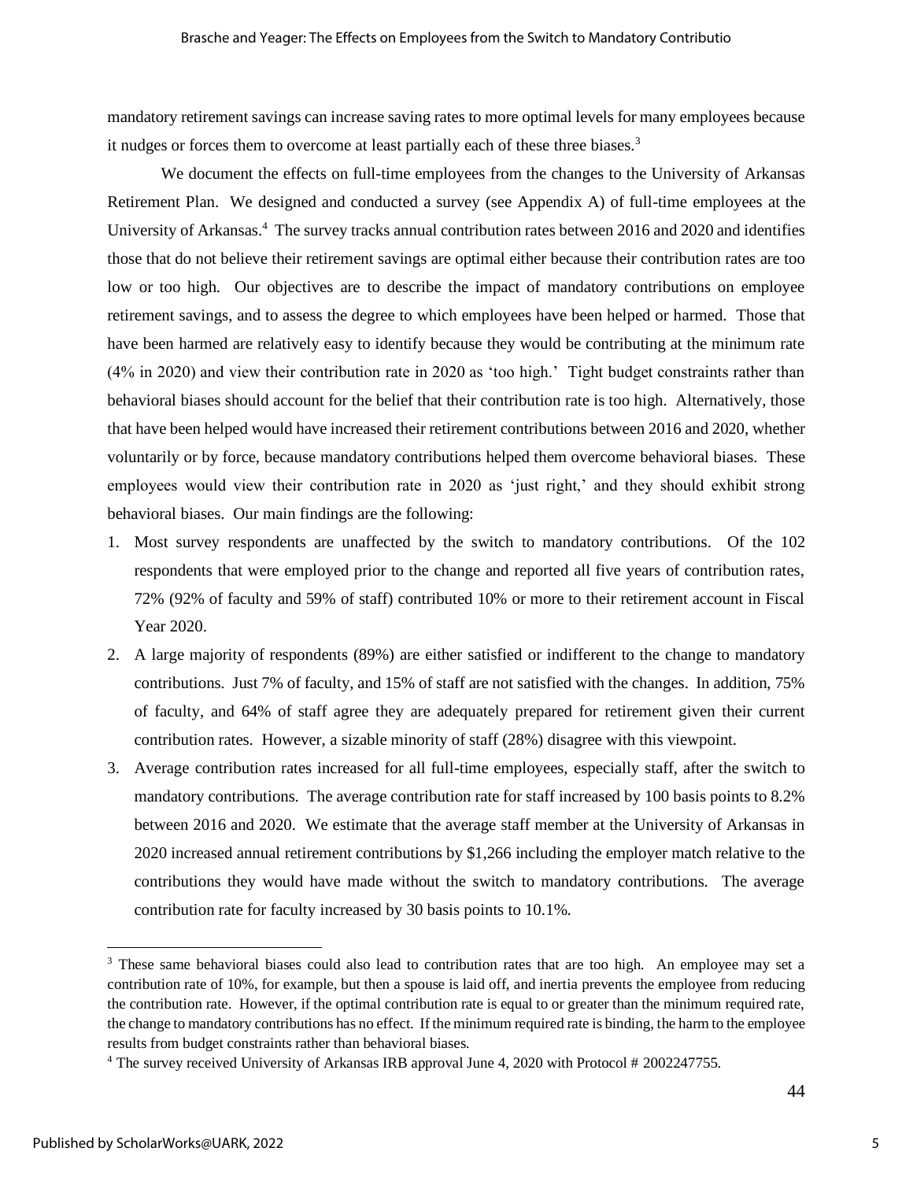mandatory retirement savings can increase saving rates to more optimal levels for many employees because it nudges or forces them to overcome at least partially each of these three biases.[3]

We document the effects on full-time employees from the changes to the University of Arkansas Retirement Plan. We designed and conducted a survey (see Appendix A) of full-time employees at the University of Arkansas.[4] The survey tracks annual contribution rates between 2016 and 2020 and identifies those that do not believe their retirement savings are optimal either because their contribution rates are too low or too high. Our objectives are to describe the impact of mandatory contributions on employee retirement savings, and to assess the degree to which employees have been helped or harmed. Those that have been harmed are relatively easy to identify because they would be contributing at the minimum rate (4% in 2020) and view their contribution rate in 2020 as 'too high.' Tight budget constraints rather than behavioral biases should account for the belief that their contribution rate is too high. Alternatively, those that have been helped would have increased their retirement contributions between 2016 and 2020, whether voluntarily or by force, because mandatory contributions helped them overcome behavioral biases. These employees would view their contribution rate in 2020 as 'just right,' and they should exhibit strong behavioral biases. Our main findings are the following:

1. Most survey respondents are unaffected by the switch to mandatory contributions. Of the 102 respondents that were employed prior to the change and reported all five years of contribution rates, 72% (92% of faculty and 59% of staff) contributed 10% or more to their retirement account in Fiscal Year 2020.
2. A large majority of respondents (89%) are either satisfied or indifferent to the change to mandatory contributions. Just 7% of faculty, and 15% of staff are not satisfied with the changes. In addition, 75% of faculty, and 64% of staff agree they are adequately prepared for retirement given their current contribution rates. However, a sizable minority of staff (28%) disagree with this viewpoint.
3. Average contribution rates increased for all full-time employees, especially staff, after the switch to mandatory contributions. The average contribution rate for staff increased by 100 basis points to 8.2% between 2016 and 2020. We estimate that the average staff member at the University of Arkansas in 2020 increased annual retirement contributions by $1,266 including the employer match relative to the contributions they would have made without the switch to mandatory contributions. The average contribution rate for faculty increased by 30 basis points to 10.1%.

[3] These same behavioral biases could also lead to contribution rates that are too high. An employee may set a contribution rate of 10%, for example, but then a spouse is laid off, and inertia prevents the employee from reducing the contribution rate. However, if the optimal contribution rate is equal to or greater than the minimum required rate, the change to mandatory contributions has no effect. If the minimum required rate is binding, the harm to the employee results from budget constraints rather than behavioral biases.

[4] The survey received University of Arkansas IRB approval June 4, 2020 with Protocol # 2002247755.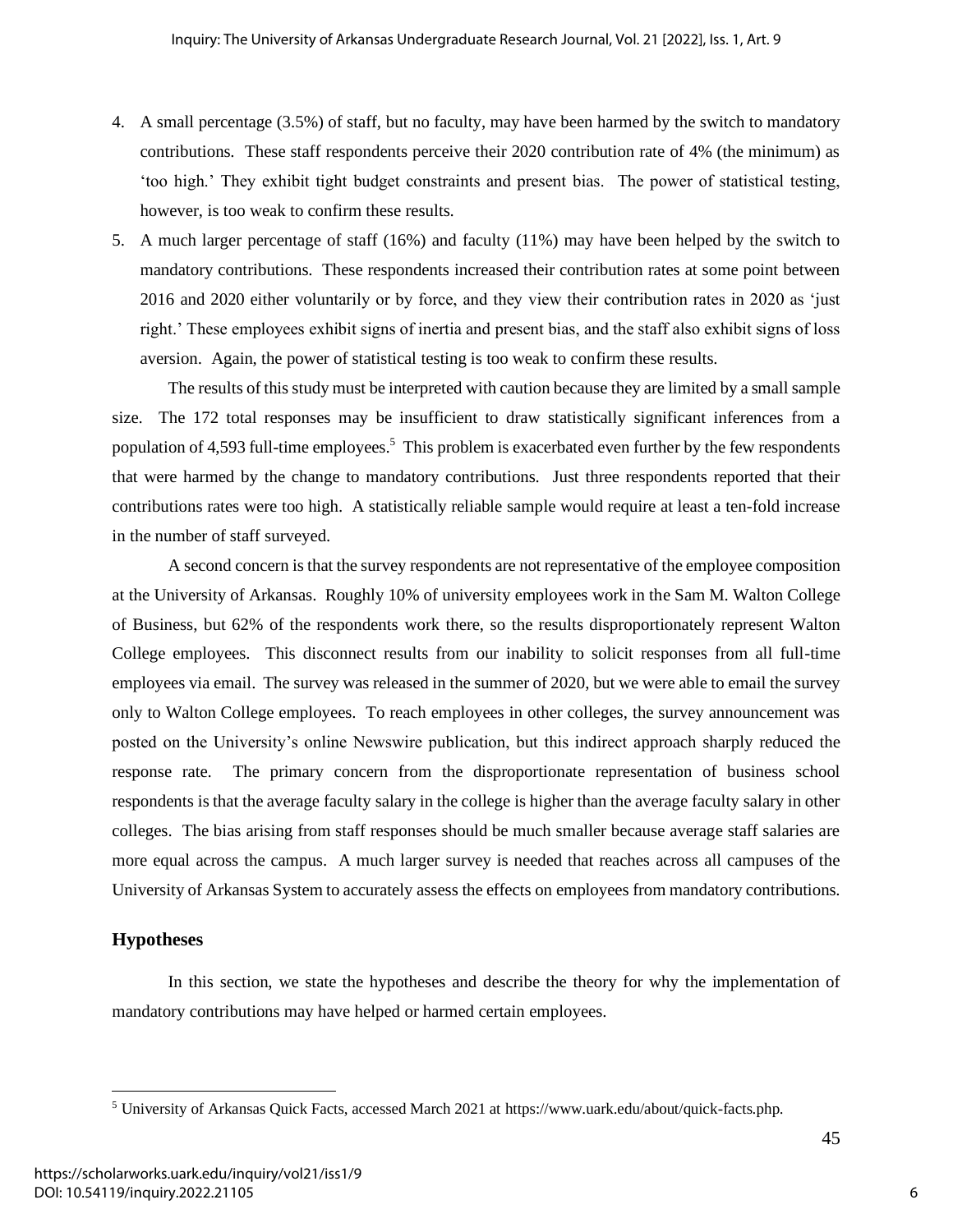4. A small percentage (3.5%) of staff, but no faculty, may have been harmed by the switch to mandatory contributions. These staff respondents perceive their 2020 contribution rate of 4% (the minimum) as 'too high.' They exhibit tight budget constraints and present bias. The power of statistical testing, however, is too weak to confirm these results.
5. A much larger percentage of staff (16%) and faculty (11%) may have been helped by the switch to mandatory contributions. These respondents increased their contribution rates at some point between 2016 and 2020 either voluntarily or by force, and they view their contribution rates in 2020 as 'just right.' These employees exhibit signs of inertia and present bias, and the staff also exhibit signs of loss aversion. Again, the power of statistical testing is too weak to confirm these results.

The results of this study must be interpreted with caution because they are limited by a small sample size. The 172 total responses may be insufficient to draw statistically significant inferences from a population of 4,593 full-time employees.[5] This problem is exacerbated even further by the few respondents that were harmed by the change to mandatory contributions. Just three respondents reported that their contributions rates were too high. A statistically reliable sample would require at least a ten-fold increase in the number of staff surveyed.

A second concern is that the survey respondents are not representative of the employee composition at the University of Arkansas. Roughly 10% of university employees work in the Sam M. Walton College of Business, but 62% of the respondents work there, so the results disproportionately represent Walton College employees. This disconnect results from our inability to solicit responses from all full-time employees via email. The survey was released in the summer of 2020, but we were able to email the survey only to Walton College employees. To reach employees in other colleges, the survey announcement was posted on the University's online Newswire publication, but this indirect approach sharply reduced the response rate. The primary concern from the disproportionate representation of business school respondents is that the average faculty salary in the college is higher than the average faculty salary in other colleges. The bias arising from staff responses should be much smaller because average staff salaries are more equal across the campus. A much larger survey is needed that reaches across all campuses of the University of Arkansas System to accurately assess the effects on employees from mandatory contributions.

## Hypotheses

In this section, we state the hypotheses and describe the theory for why the implementation of mandatory contributions may have helped or harmed certain employees.

---

[5] University of Arkansas Quick Facts, accessed March 2021 at https://www.uark.edu/about/quick-facts.php.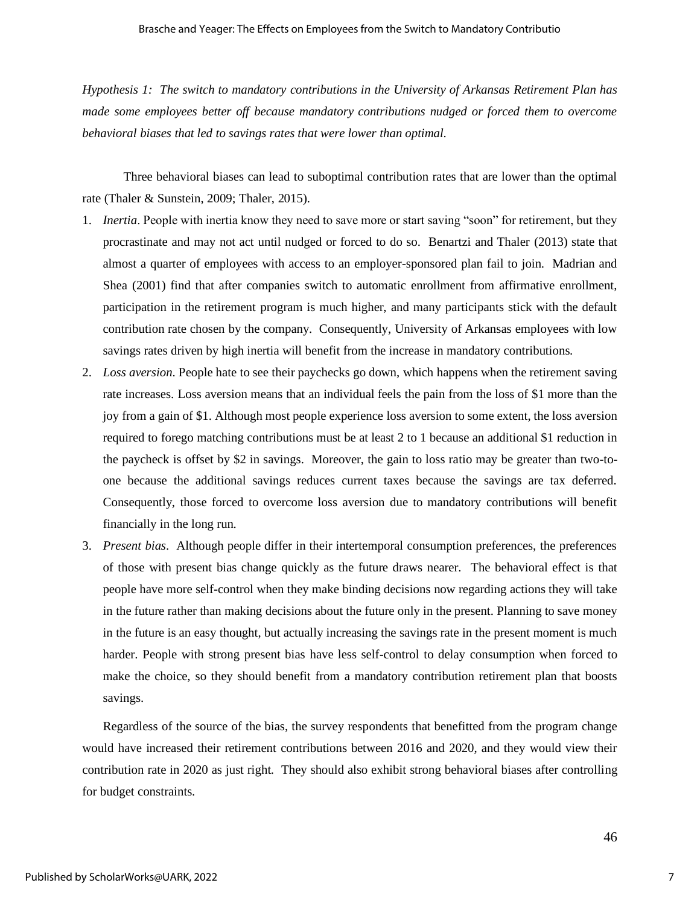*Hypothesis 1: The switch to mandatory contributions in the University of Arkansas Retirement Plan has made some employees better off because mandatory contributions nudged or forced them to overcome behavioral biases that led to savings rates that were lower than optimal.*

Three behavioral biases can lead to suboptimal contribution rates that are lower than the optimal rate (Thaler & Sunstein, 2009; Thaler, 2015).

1. *Inertia*. People with inertia know they need to save more or start saving "soon" for retirement, but they procrastinate and may not act until nudged or forced to do so. Benartzi and Thaler (2013) state that almost a quarter of employees with access to an employer-sponsored plan fail to join. Madrian and Shea (2001) find that after companies switch to automatic enrollment from affirmative enrollment, participation in the retirement program is much higher, and many participants stick with the default contribution rate chosen by the company. Consequently, University of Arkansas employees with low savings rates driven by high inertia will benefit from the increase in mandatory contributions.
2. *Loss aversion*. People hate to see their paychecks go down, which happens when the retirement saving rate increases. Loss aversion means that an individual feels the pain from the loss of $1 more than the joy from a gain of $1. Although most people experience loss aversion to some extent, the loss aversion required to forego matching contributions must be at least 2 to 1 because an additional $1 reduction in the paycheck is offset by $2 in savings. Moreover, the gain to loss ratio may be greater than two-to-one because the additional savings reduces current taxes because the savings are tax deferred. Consequently, those forced to overcome loss aversion due to mandatory contributions will benefit financially in the long run.
3. *Present bias*. Although people differ in their intertemporal consumption preferences, the preferences of those with present bias change quickly as the future draws nearer. The behavioral effect is that people have more self-control when they make binding decisions now regarding actions they will take in the future rather than making decisions about the future only in the present. Planning to save money in the future is an easy thought, but actually increasing the savings rate in the present moment is much harder. People with strong present bias have less self-control to delay consumption when forced to make the choice, so they should benefit from a mandatory contribution retirement plan that boosts savings.

Regardless of the source of the bias, the survey respondents that benefitted from the program change would have increased their retirement contributions between 2016 and 2020, and they would view their contribution rate in 2020 as just right. They should also exhibit strong behavioral biases after controlling for budget constraints.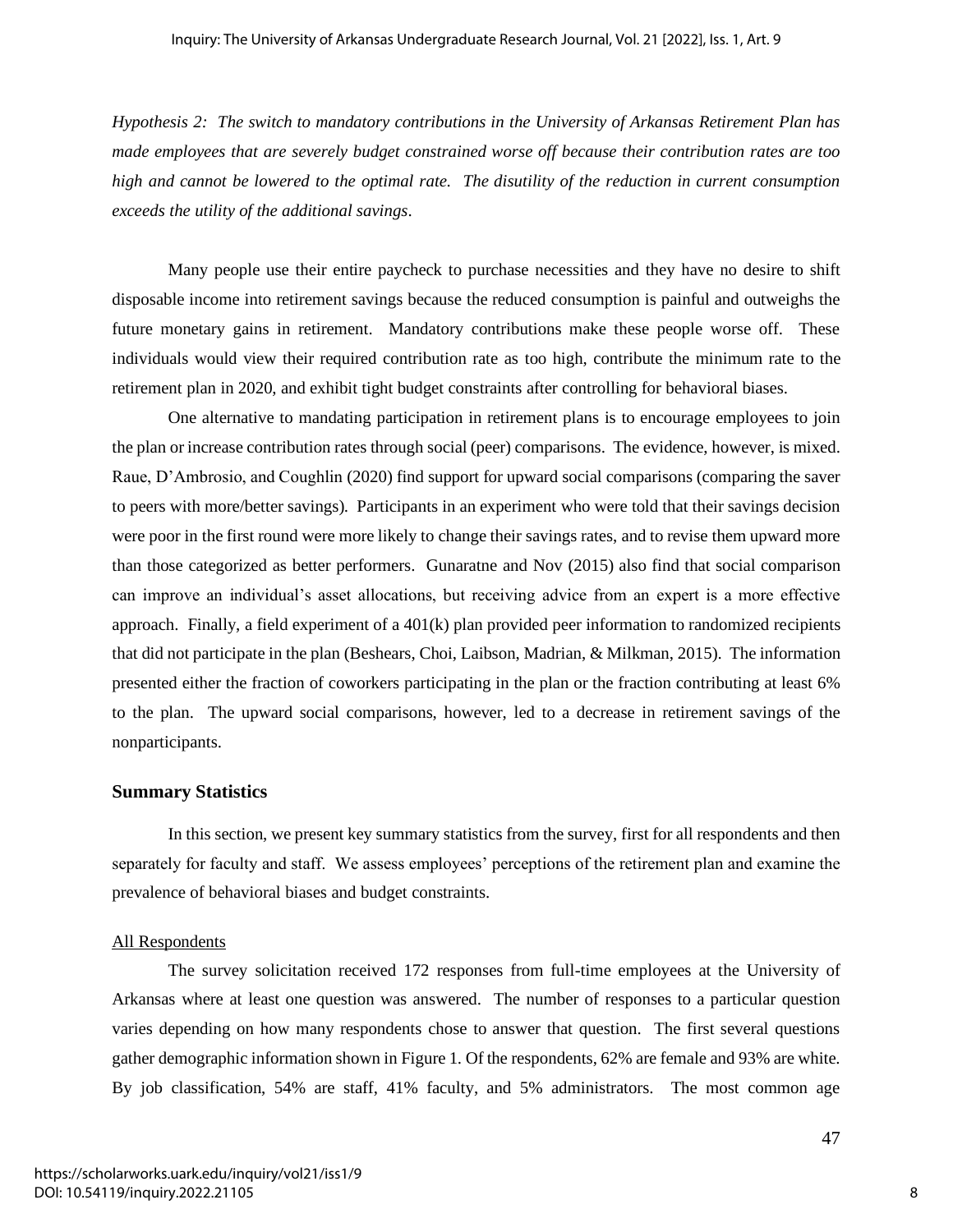*Hypothesis 2: The switch to mandatory contributions in the University of Arkansas Retirement Plan has made employees that are severely budget constrained worse off because their contribution rates are too high and cannot be lowered to the optimal rate. The disutility of the reduction in current consumption exceeds the utility of the additional savings*.

Many people use their entire paycheck to purchase necessities and they have no desire to shift disposable income into retirement savings because the reduced consumption is painful and outweighs the future monetary gains in retirement. Mandatory contributions make these people worse off. These individuals would view their required contribution rate as too high, contribute the minimum rate to the retirement plan in 2020, and exhibit tight budget constraints after controlling for behavioral biases.

One alternative to mandating participation in retirement plans is to encourage employees to join the plan or increase contribution rates through social (peer) comparisons. The evidence, however, is mixed. Raue, D'Ambrosio, and Coughlin (2020) find support for upward social comparisons (comparing the saver to peers with more/better savings). Participants in an experiment who were told that their savings decision were poor in the first round were more likely to change their savings rates, and to revise them upward more than those categorized as better performers. Gunaratne and Nov (2015) also find that social comparison can improve an individual's asset allocations, but receiving advice from an expert is a more effective approach. Finally, a field experiment of a 401(k) plan provided peer information to randomized recipients that did not participate in the plan (Beshears, Choi, Laibson, Madrian, & Milkman, 2015). The information presented either the fraction of coworkers participating in the plan or the fraction contributing at least 6% to the plan. The upward social comparisons, however, led to a decrease in retirement savings of the nonparticipants.

## Summary Statistics

In this section, we present key summary statistics from the survey, first for all respondents and then separately for faculty and staff. We assess employees' perceptions of the retirement plan and examine the prevalence of behavioral biases and budget constraints.

### All Respondents

The survey solicitation received 172 responses from full-time employees at the University of Arkansas where at least one question was answered. The number of responses to a particular question varies depending on how many respondents chose to answer that question. The first several questions gather demographic information shown in Figure 1. Of the respondents, 62% are female and 93% are white. By job classification, 54% are staff, 41% faculty, and 5% administrators. The most common age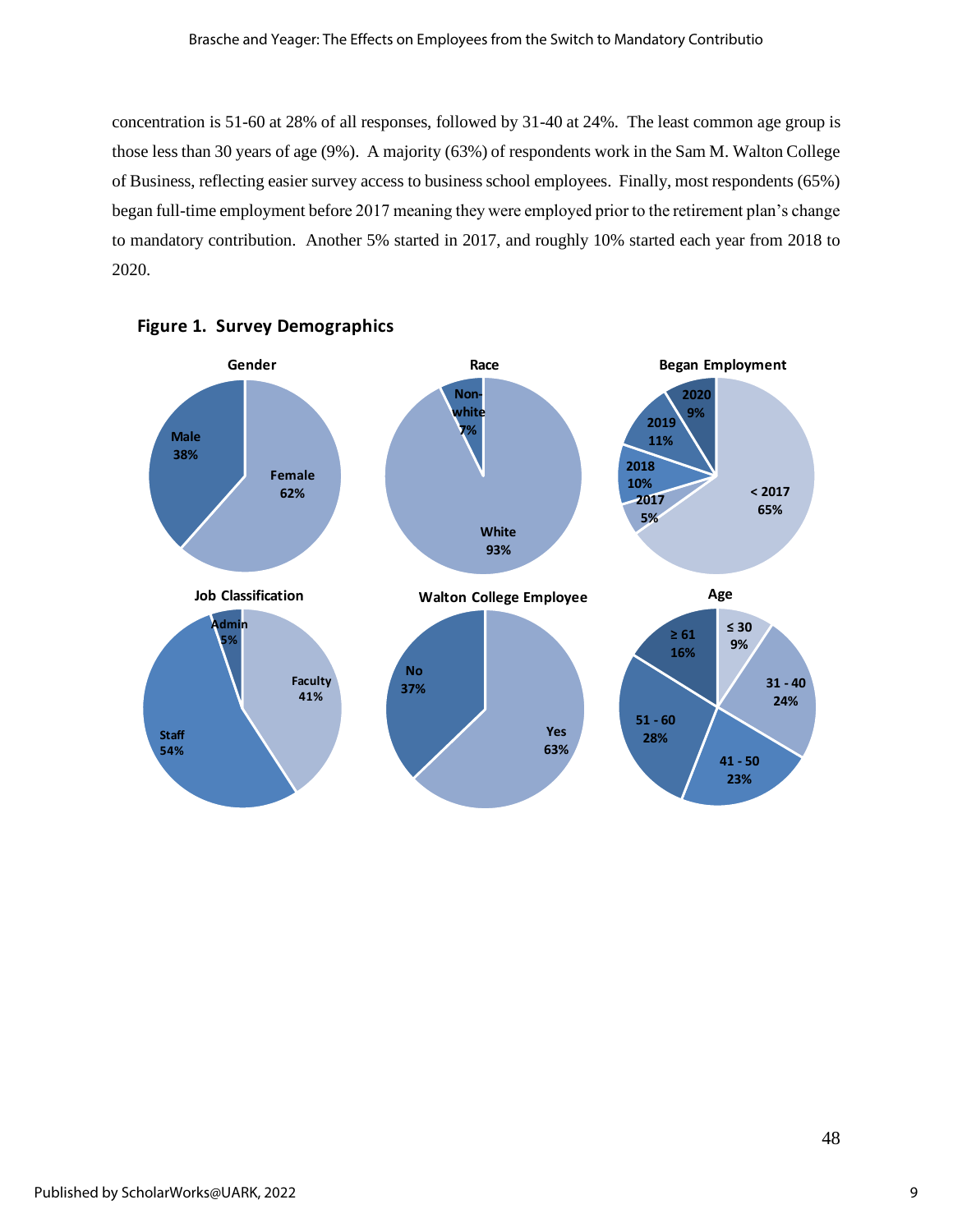concentration is 51-60 at 28% of all responses, followed by 31-40 at 24%. The least common age group is those less than 30 years of age (9%). A majority (63%) of respondents work in the Sam M. Walton College of Business, reflecting easier survey access to business school employees. Finally, most respondents (65%) began full-time employment before 2017 meaning they were employed prior to the retirement plan's change to mandatory contribution. Another 5% started in 2017, and roughly 10% started each year from 2018 to 2020.

**Figure 1. Survey Demographics**

**Gender**: Male 38%, Female 62%

**Race**: Non-white 7%, White 93%

**Began Employment**: < 2017 65%, 2017 5%, 2018 10%, 2019 11%, 2020 9%

**Job Classification**: Faculty 41%, Staff 54%, Admin 5%

**Walton College Employee**: Yes 63%, No 37%

**Age**: ≤ 30 9%, 31 - 40 24%, 41 - 50 23%, 51 - 60 28%, ≥ 61 16%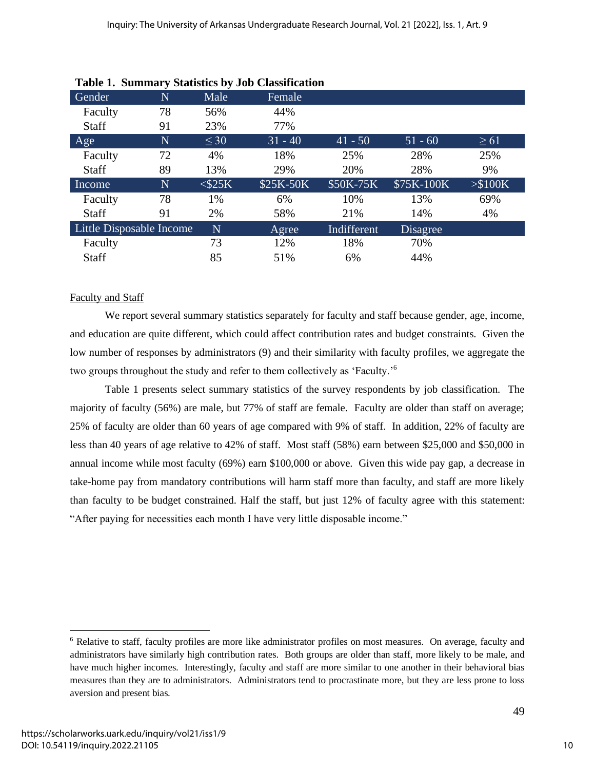**Table 1. Summary Statistics by Job Classification**

| Gender | N | Male | Female | | | |
|---|---|---|---|---|---|---|
| Faculty | 78 | 56% | 44% | | | |
| Staff | 91 | 23% | 77% | | | |
| **Age** | **N** | **≤ 30** | **31 - 40** | **41 - 50** | **51 - 60** | **≥ 61** |
| Faculty | 72 | 4% | 18% | 25% | 28% | 25% |
| Staff | 89 | 13% | 29% | 20% | 28% | 9% |
| **Income** | **N** | **<$25K** | **$25K-50K** | **$50K-75K** | **$75K-100K** | **>$100K** |
| Faculty | 78 | 1% | 6% | 10% | 13% | 69% |
| Staff | 91 | 2% | 58% | 21% | 14% | 4% |
| **Little Disposable Income** | **N** | **Agree** | **Indifferent** | **Disagree** | | |
| Faculty | 73 | 12% | 18% | 70% | | |
| Staff | 85 | 51% | 6% | 44% | | |

Faculty and Staff

We report several summary statistics separately for faculty and staff because gender, age, income, and education are quite different, which could affect contribution rates and budget constraints. Given the low number of responses by administrators (9) and their similarity with faculty profiles, we aggregate the two groups throughout the study and refer to them collectively as 'Faculty.'[6]

Table 1 presents select summary statistics of the survey respondents by job classification. The majority of faculty (56%) are male, but 77% of staff are female. Faculty are older than staff on average; 25% of faculty are older than 60 years of age compared with 9% of staff. In addition, 22% of faculty are less than 40 years of age relative to 42% of staff. Most staff (58%) earn between $25,000 and $50,000 in annual income while most faculty (69%) earn $100,000 or above. Given this wide pay gap, a decrease in take-home pay from mandatory contributions will harm staff more than faculty, and staff are more likely than faculty to be budget constrained. Half the staff, but just 12% of faculty agree with this statement: "After paying for necessities each month I have very little disposable income."

[6] Relative to staff, faculty profiles are more like administrator profiles on most measures. On average, faculty and administrators have similarly high contribution rates. Both groups are older than staff, more likely to be male, and have much higher incomes. Interestingly, faculty and staff are more similar to one another in their behavioral bias measures than they are to administrators. Administrators tend to procrastinate more, but they are less prone to loss aversion and present bias.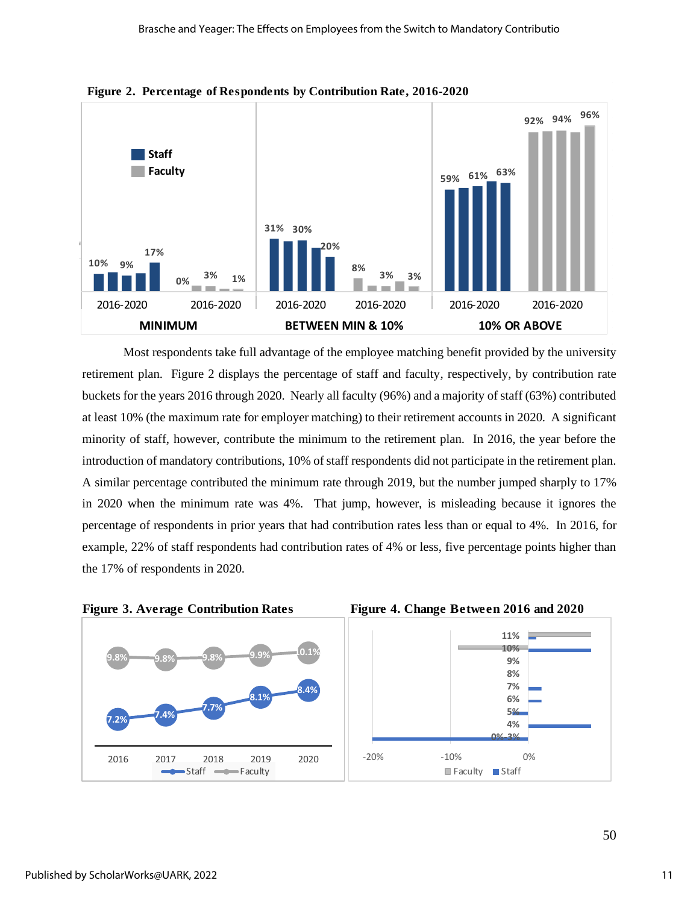**Figure 2. Percentage of Respondents by Contribution Rate, 2016-2020**

Most respondents take full advantage of the employee matching benefit provided by the university retirement plan. Figure 2 displays the percentage of staff and faculty, respectively, by contribution rate buckets for the years 2016 through 2020. Nearly all faculty (96%) and a majority of staff (63%) contributed at least 10% (the maximum rate for employer matching) to their retirement accounts in 2020. A significant minority of staff, however, contribute the minimum to the retirement plan. In 2016, the year before the introduction of mandatory contributions, 10% of staff respondents did not participate in the retirement plan. A similar percentage contributed the minimum rate through 2019, but the number jumped sharply to 17% in 2020 when the minimum rate was 4%. That jump, however, is misleading because it ignores the percentage of respondents in prior years that had contribution rates less than or equal to 4%. In 2016, for example, 22% of staff respondents had contribution rates of 4% or less, five percentage points higher than the 17% of respondents in 2020.

**Figure 3. Average Contribution Rates**

**Figure 4. Change Between 2016 and 2020**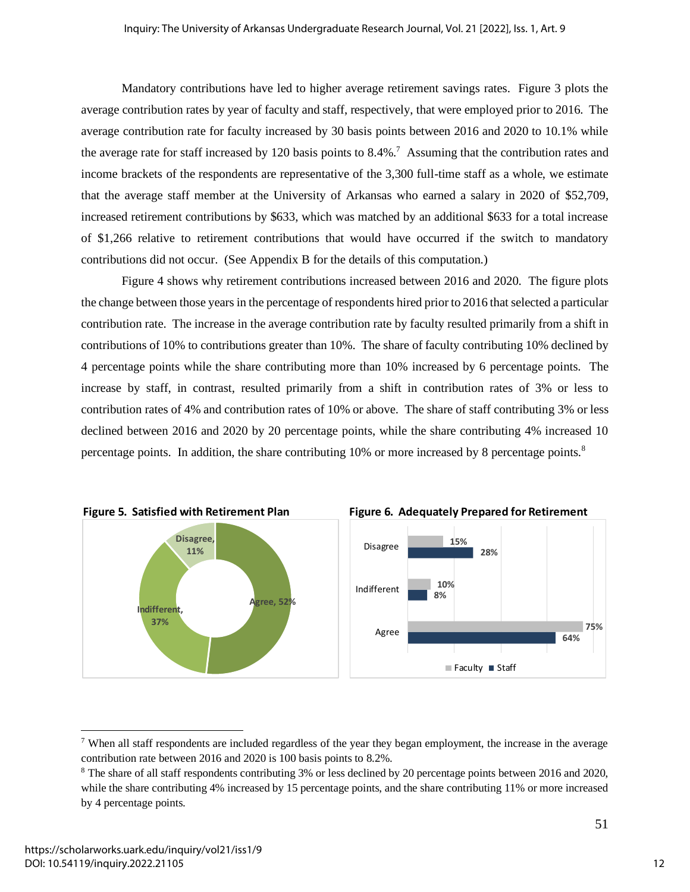Mandatory contributions have led to higher average retirement savings rates. Figure 3 plots the average contribution rates by year of faculty and staff, respectively, that were employed prior to 2016. The average contribution rate for faculty increased by 30 basis points between 2016 and 2020 to 10.1% while the average rate for staff increased by 120 basis points to 8.4%.[7] Assuming that the contribution rates and income brackets of the respondents are representative of the 3,300 full-time staff as a whole, we estimate that the average staff member at the University of Arkansas who earned a salary in 2020 of $52,709, increased retirement contributions by $633, which was matched by an additional $633 for a total increase of $1,266 relative to retirement contributions that would have occurred if the switch to mandatory contributions did not occur. (See Appendix B for the details of this computation.)

Figure 4 shows why retirement contributions increased between 2016 and 2020. The figure plots the change between those years in the percentage of respondents hired prior to 2016 that selected a particular contribution rate. The increase in the average contribution rate by faculty resulted primarily from a shift in contributions of 10% to contributions greater than 10%. The share of faculty contributing 10% declined by 4 percentage points while the share contributing more than 10% increased by 6 percentage points. The increase by staff, in contrast, resulted primarily from a shift in contribution rates of 3% or less to contribution rates of 4% and contribution rates of 10% or above. The share of staff contributing 3% or less declined between 2016 and 2020 by 20 percentage points, while the share contributing 4% increased 10 percentage points. In addition, the share contributing 10% or more increased by 8 percentage points.[8]

**Figure 5. Satisfied with Retirement Plan**

| Response | Share |
|---|---|
| Agree | 52% |
| Indifferent | 37% |
| Disagree | 11% |

**Figure 6. Adequately Prepared for Retirement**

| Response | Faculty | Staff |
|---|---|---|
| Disagree | 15% | 28% |
| Indifferent | 10% | 8% |
| Agree | 75% | 64% |

[7] When all staff respondents are included regardless of the year they began employment, the increase in the average contribution rate between 2016 and 2020 is 100 basis points to 8.2%.

[8] The share of all staff respondents contributing 3% or less declined by 20 percentage points between 2016 and 2020, while the share contributing 4% increased by 15 percentage points, and the share contributing 11% or more increased by 4 percentage points.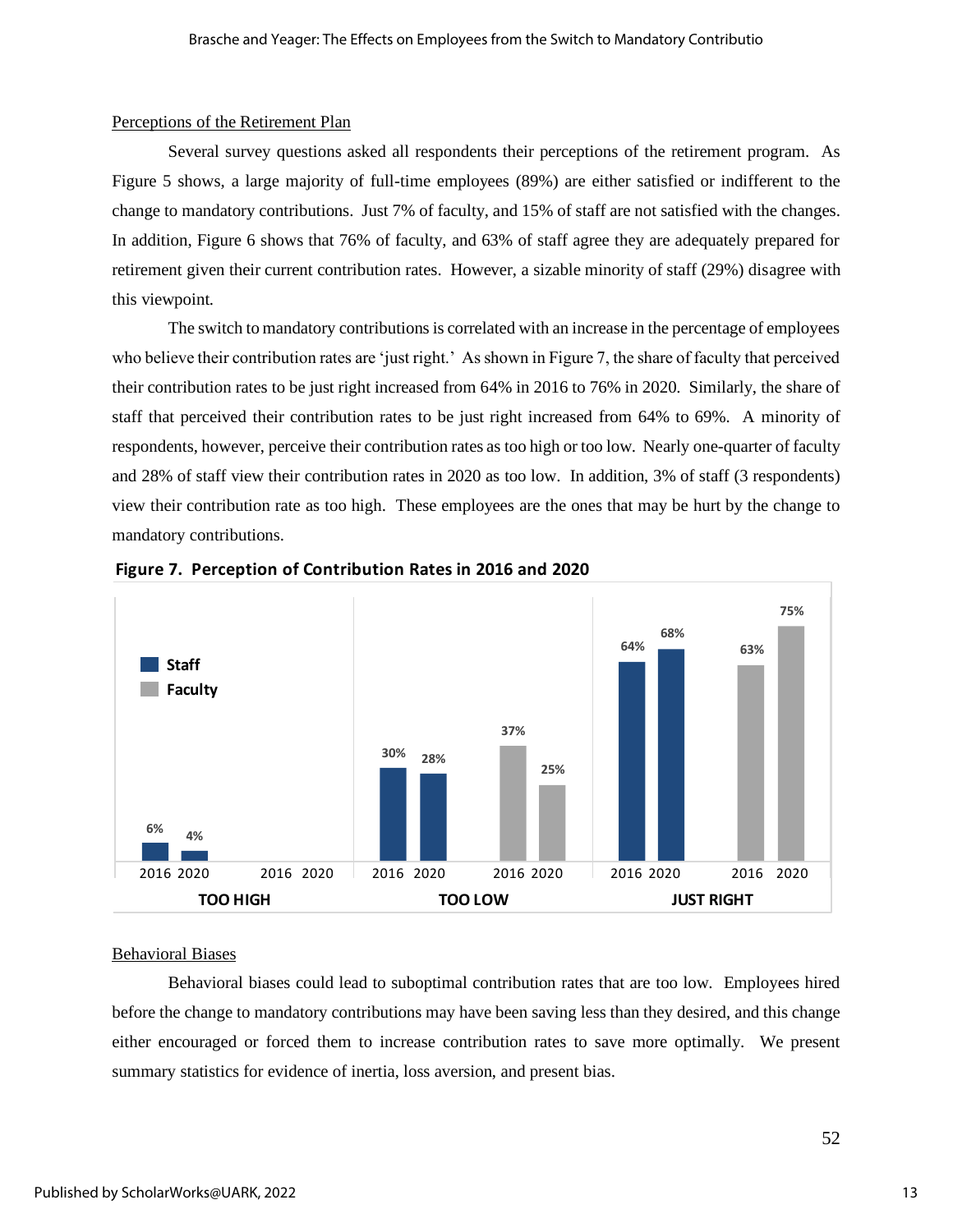### Perceptions of the Retirement Plan

Several survey questions asked all respondents their perceptions of the retirement program. As Figure 5 shows, a large majority of full-time employees (89%) are either satisfied or indifferent to the change to mandatory contributions. Just 7% of faculty, and 15% of staff are not satisfied with the changes. In addition, Figure 6 shows that 76% of faculty, and 63% of staff agree they are adequately prepared for retirement given their current contribution rates. However, a sizable minority of staff (29%) disagree with this viewpoint.

The switch to mandatory contributions is correlated with an increase in the percentage of employees who believe their contribution rates are 'just right.' As shown in Figure 7, the share of faculty that perceived their contribution rates to be just right increased from 64% in 2016 to 76% in 2020. Similarly, the share of staff that perceived their contribution rates to be just right increased from 64% to 69%. A minority of respondents, however, perceive their contribution rates as too high or too low. Nearly one-quarter of faculty and 28% of staff view their contribution rates in 2020 as too low. In addition, 3% of staff (3 respondents) view their contribution rate as too high. These employees are the ones that may be hurt by the change to mandatory contributions.

**Figure 7. Perception of Contribution Rates in 2016 and 2020**

| | Staff 2016 | Staff 2020 | Faculty 2016 | Faculty 2020 |
|---|---|---|---|---|
| TOO HIGH | 6% | 4% | | |
| TOO LOW | 30% | 28% | 37% | 25% |
| JUST RIGHT | 64% | 68% | 63% | 75% |

### Behavioral Biases

Behavioral biases could lead to suboptimal contribution rates that are too low. Employees hired before the change to mandatory contributions may have been saving less than they desired, and this change either encouraged or forced them to increase contribution rates to save more optimally. We present summary statistics for evidence of inertia, loss aversion, and present bias.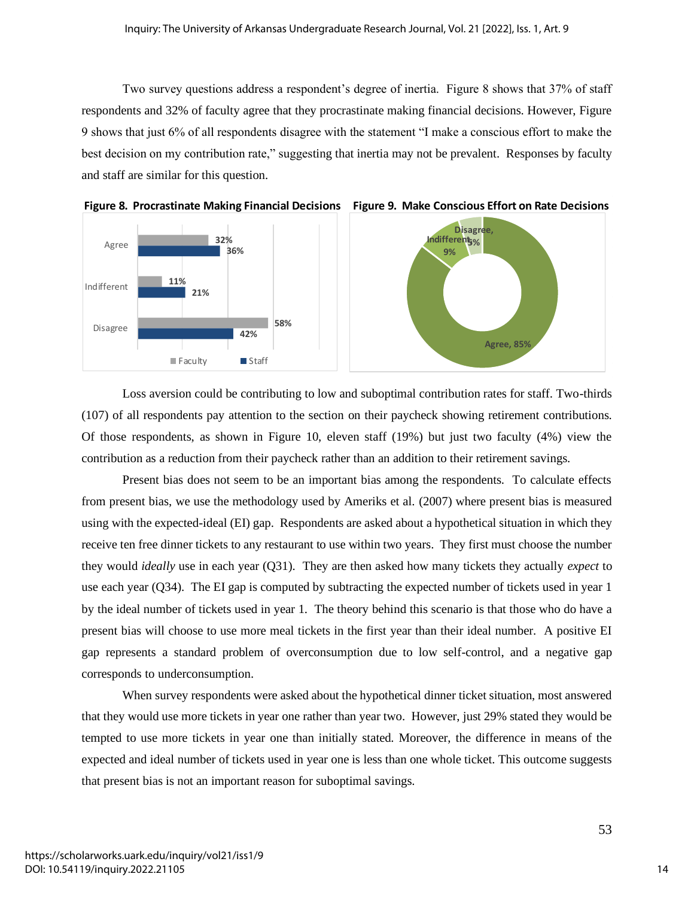Two survey questions address a respondent's degree of inertia. Figure 8 shows that 37% of staff respondents and 32% of faculty agree that they procrastinate making financial decisions. However, Figure 9 shows that just 6% of all respondents disagree with the statement "I make a conscious effort to make the best decision on my contribution rate," suggesting that inertia may not be prevalent. Responses by faculty and staff are similar for this question.

**Figure 8. Procrastinate Making Financial Decisions**

| | Faculty | Staff |
|---|---|---|
| Agree | 32% | 36% |
| Indifferent | 11% | 21% |
| Disagree | 58% | 42% |

**Figure 9. Make Conscious Effort on Rate Decisions**

| Response | Percent |
|---|---|
| Agree | 85% |
| Indifferent | 9% |
| Disagree | 6% |

Loss aversion could be contributing to low and suboptimal contribution rates for staff. Two-thirds (107) of all respondents pay attention to the section on their paycheck showing retirement contributions. Of those respondents, as shown in Figure 10, eleven staff (19%) but just two faculty (4%) view the contribution as a reduction from their paycheck rather than an addition to their retirement savings.

Present bias does not seem to be an important bias among the respondents. To calculate effects from present bias, we use the methodology used by Ameriks et al. (2007) where present bias is measured using with the expected-ideal (EI) gap. Respondents are asked about a hypothetical situation in which they receive ten free dinner tickets to any restaurant to use within two years. They first must choose the number they would *ideally* use in each year (Q31). They are then asked how many tickets they actually *expect* to use each year (Q34). The EI gap is computed by subtracting the expected number of tickets used in year 1 by the ideal number of tickets used in year 1. The theory behind this scenario is that those who do have a present bias will choose to use more meal tickets in the first year than their ideal number. A positive EI gap represents a standard problem of overconsumption due to low self-control, and a negative gap corresponds to underconsumption.

When survey respondents were asked about the hypothetical dinner ticket situation, most answered that they would use more tickets in year one rather than year two. However, just 29% stated they would be tempted to use more tickets in year one than initially stated. Moreover, the difference in means of the expected and ideal number of tickets used in year one is less than one whole ticket. This outcome suggests that present bias is not an important reason for suboptimal savings.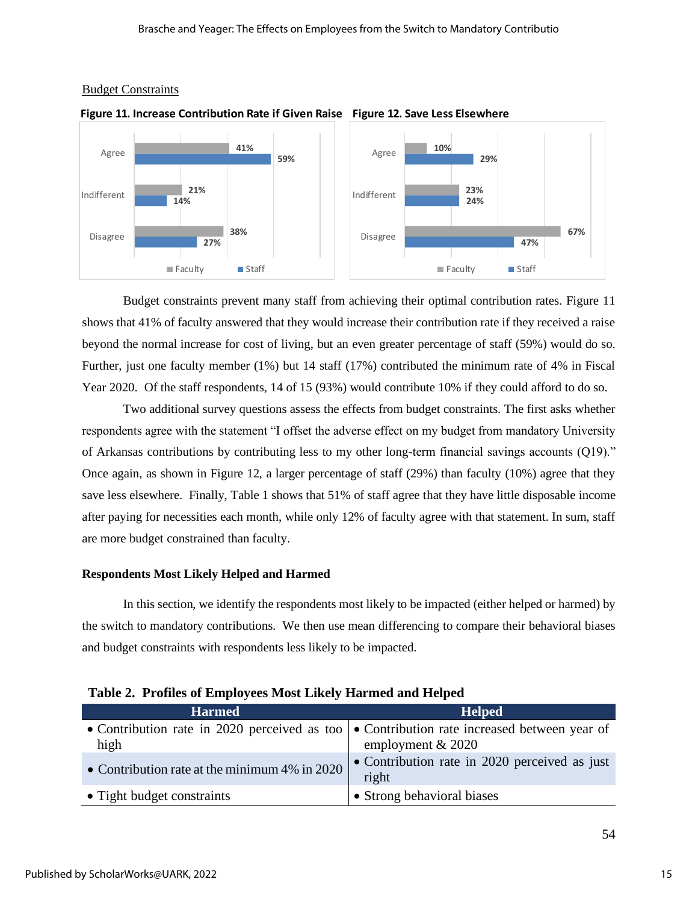Budget Constraints

**Figure 11. Increase Contribution Rate if Given Raise**

| | Faculty | Staff |
|---|---|---|
| Agree | 41% | 59% |
| Indifferent | 21% | 14% |
| Disagree | 38% | 27% |

**Figure 12. Save Less Elsewhere**

| | Faculty | Staff |
|---|---|---|
| Agree | 10% | 29% |
| Indifferent | 23% | 24% |
| Disagree | 67% | 47% |

Budget constraints prevent many staff from achieving their optimal contribution rates. Figure 11 shows that 41% of faculty answered that they would increase their contribution rate if they received a raise beyond the normal increase for cost of living, but an even greater percentage of staff (59%) would do so. Further, just one faculty member (1%) but 14 staff (17%) contributed the minimum rate of 4% in Fiscal Year 2020. Of the staff respondents, 14 of 15 (93%) would contribute 10% if they could afford to do so.

Two additional survey questions assess the effects from budget constraints. The first asks whether respondents agree with the statement "I offset the adverse effect on my budget from mandatory University of Arkansas contributions by contributing less to my other long-term financial savings accounts (Q19)." Once again, as shown in Figure 12, a larger percentage of staff (29%) than faculty (10%) agree that they save less elsewhere. Finally, Table 1 shows that 51% of staff agree that they have little disposable income after paying for necessities each month, while only 12% of faculty agree with that statement. In sum, staff are more budget constrained than faculty.

**Respondents Most Likely Helped and Harmed**

In this section, we identify the respondents most likely to be impacted (either helped or harmed) by the switch to mandatory contributions. We then use mean differencing to compare their behavioral biases and budget constraints with respondents less likely to be impacted.

**Table 2. Profiles of Employees Most Likely Harmed and Helped**

| Harmed | Helped |
|---|---|
| • Contribution rate in 2020 perceived as too high | • Contribution rate increased between year of employment & 2020 |
| • Contribution rate at the minimum 4% in 2020 | • Contribution rate in 2020 perceived as just right |
| • Tight budget constraints | • Strong behavioral biases |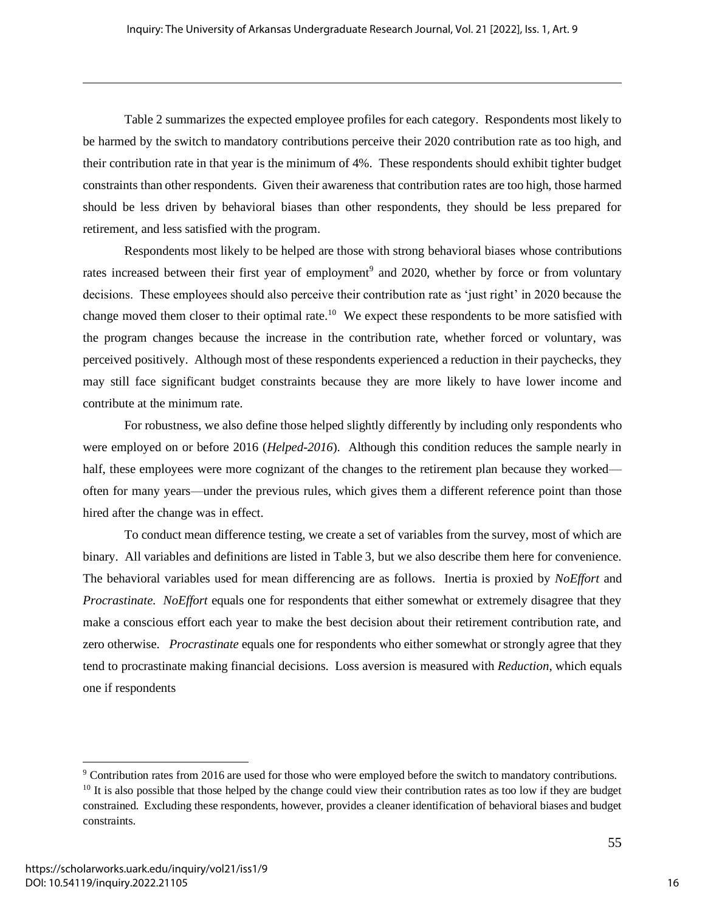Table 2 summarizes the expected employee profiles for each category. Respondents most likely to be harmed by the switch to mandatory contributions perceive their 2020 contribution rate as too high, and their contribution rate in that year is the minimum of 4%. These respondents should exhibit tighter budget constraints than other respondents. Given their awareness that contribution rates are too high, those harmed should be less driven by behavioral biases than other respondents, they should be less prepared for retirement, and less satisfied with the program.

Respondents most likely to be helped are those with strong behavioral biases whose contributions rates increased between their first year of employment[9] and 2020, whether by force or from voluntary decisions. These employees should also perceive their contribution rate as 'just right' in 2020 because the change moved them closer to their optimal rate.[10] We expect these respondents to be more satisfied with the program changes because the increase in the contribution rate, whether forced or voluntary, was perceived positively. Although most of these respondents experienced a reduction in their paychecks, they may still face significant budget constraints because they are more likely to have lower income and contribute at the minimum rate.

For robustness, we also define those helped slightly differently by including only respondents who were employed on or before 2016 (*Helped-2016*). Although this condition reduces the sample nearly in half, these employees were more cognizant of the changes to the retirement plan because they worked—often for many years—under the previous rules, which gives them a different reference point than those hired after the change was in effect.

To conduct mean difference testing, we create a set of variables from the survey, most of which are binary. All variables and definitions are listed in Table 3, but we also describe them here for convenience. The behavioral variables used for mean differencing are as follows. Inertia is proxied by *NoEffort* and *Procrastinate*. *NoEffort* equals one for respondents that either somewhat or extremely disagree that they make a conscious effort each year to make the best decision about their retirement contribution rate, and zero otherwise. *Procrastinate* equals one for respondents who either somewhat or strongly agree that they tend to procrastinate making financial decisions. Loss aversion is measured with *Reduction*, which equals one if respondents

---

[9] Contribution rates from 2016 are used for those who were employed before the switch to mandatory contributions.

[10] It is also possible that those helped by the change could view their contribution rates as too low if they are budget constrained. Excluding these respondents, however, provides a cleaner identification of behavioral biases and budget constraints.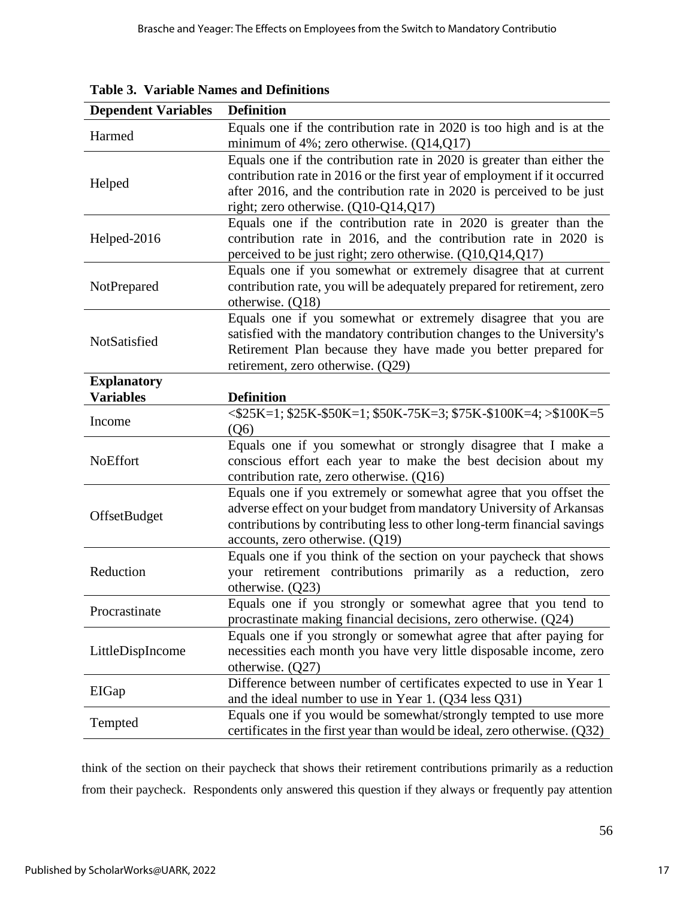**Table 3. Variable Names and Definitions**

| Dependent Variables | Definition |
|---|---|
| Harmed | Equals one if the contribution rate in 2020 is too high and is at the minimum of 4%; zero otherwise. (Q14,Q17) |
| Helped | Equals one if the contribution rate in 2020 is greater than either the contribution rate in 2016 or the first year of employment if it occurred after 2016, and the contribution rate in 2020 is perceived to be just right; zero otherwise. (Q10-Q14,Q17) |
| Helped-2016 | Equals one if the contribution rate in 2020 is greater than the contribution rate in 2016, and the contribution rate in 2020 is perceived to be just right; zero otherwise. (Q10,Q14,Q17) |
| NotPrepared | Equals one if you somewhat or extremely disagree that at current contribution rate, you will be adequately prepared for retirement, zero otherwise. (Q18) |
| NotSatisfied | Equals one if you somewhat or extremely disagree that you are satisfied with the mandatory contribution changes to the University's Retirement Plan because they have made you better prepared for retirement, zero otherwise. (Q29) |
| **Explanatory Variables** | **Definition** |
| Income | <$25K=1; $25K-$50K=1; $50K-75K=3; $75K-$100K=4; >$100K=5 (Q6) |
| NoEffort | Equals one if you somewhat or strongly disagree that I make a conscious effort each year to make the best decision about my contribution rate, zero otherwise. (Q16) |
| OffsetBudget | Equals one if you extremely or somewhat agree that you offset the adverse effect on your budget from mandatory University of Arkansas contributions by contributing less to other long-term financial savings accounts, zero otherwise. (Q19) |
| Reduction | Equals one if you think of the section on your paycheck that shows your retirement contributions primarily as a reduction, zero otherwise. (Q23) |
| Procrastinate | Equals one if you strongly or somewhat agree that you tend to procrastinate making financial decisions, zero otherwise. (Q24) |
| LittleDispIncome | Equals one if you strongly or somewhat agree that after paying for necessities each month you have very little disposable income, zero otherwise. (Q27) |
| EIGap | Difference between number of certificates expected to use in Year 1 and the ideal number to use in Year 1. (Q34 less Q31) |
| Tempted | Equals one if you would be somewhat/strongly tempted to use more certificates in the first year than would be ideal, zero otherwise. (Q32) |

think of the section on their paycheck that shows their retirement contributions primarily as a reduction from their paycheck. Respondents only answered this question if they always or frequently pay attention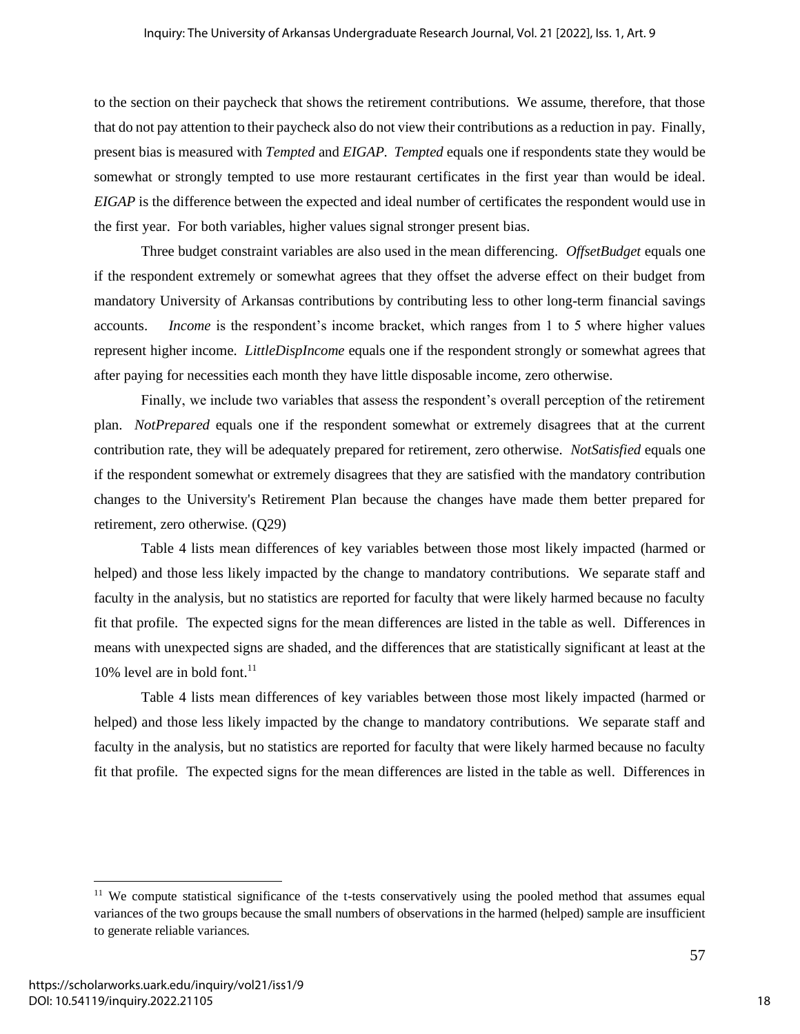to the section on their paycheck that shows the retirement contributions. We assume, therefore, that those that do not pay attention to their paycheck also do not view their contributions as a reduction in pay. Finally, present bias is measured with *Tempted* and *EIGAP*. *Tempted* equals one if respondents state they would be somewhat or strongly tempted to use more restaurant certificates in the first year than would be ideal. *EIGAP* is the difference between the expected and ideal number of certificates the respondent would use in the first year. For both variables, higher values signal stronger present bias.

Three budget constraint variables are also used in the mean differencing. *OffsetBudget* equals one if the respondent extremely or somewhat agrees that they offset the adverse effect on their budget from mandatory University of Arkansas contributions by contributing less to other long-term financial savings accounts. *Income* is the respondent's income bracket, which ranges from 1 to 5 where higher values represent higher income. *LittleDispIncome* equals one if the respondent strongly or somewhat agrees that after paying for necessities each month they have little disposable income, zero otherwise.

Finally, we include two variables that assess the respondent's overall perception of the retirement plan. *NotPrepared* equals one if the respondent somewhat or extremely disagrees that at the current contribution rate, they will be adequately prepared for retirement, zero otherwise. *NotSatisfied* equals one if the respondent somewhat or extremely disagrees that they are satisfied with the mandatory contribution changes to the University's Retirement Plan because the changes have made them better prepared for retirement, zero otherwise. (Q29)

Table 4 lists mean differences of key variables between those most likely impacted (harmed or helped) and those less likely impacted by the change to mandatory contributions. We separate staff and faculty in the analysis, but no statistics are reported for faculty that were likely harmed because no faculty fit that profile. The expected signs for the mean differences are listed in the table as well. Differences in means with unexpected signs are shaded, and the differences that are statistically significant at least at the 10% level are in bold font.[11]

Table 4 lists mean differences of key variables between those most likely impacted (harmed or helped) and those less likely impacted by the change to mandatory contributions. We separate staff and faculty in the analysis, but no statistics are reported for faculty that were likely harmed because no faculty fit that profile. The expected signs for the mean differences are listed in the table as well. Differences in

[11] We compute statistical significance of the t-tests conservatively using the pooled method that assumes equal variances of the two groups because the small numbers of observations in the harmed (helped) sample are insufficient to generate reliable variances.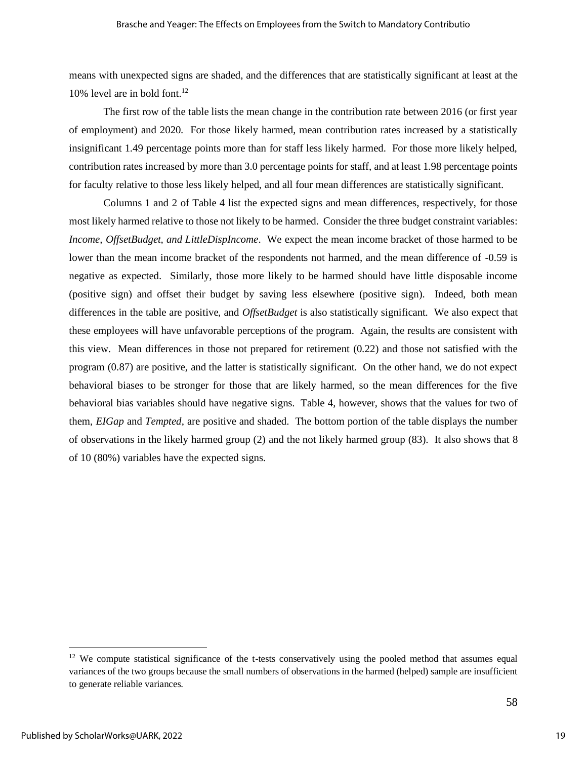means with unexpected signs are shaded, and the differences that are statistically significant at least at the 10% level are in bold font.[12]

The first row of the table lists the mean change in the contribution rate between 2016 (or first year of employment) and 2020. For those likely harmed, mean contribution rates increased by a statistically insignificant 1.49 percentage points more than for staff less likely harmed. For those more likely helped, contribution rates increased by more than 3.0 percentage points for staff, and at least 1.98 percentage points for faculty relative to those less likely helped, and all four mean differences are statistically significant.

Columns 1 and 2 of Table 4 list the expected signs and mean differences, respectively, for those most likely harmed relative to those not likely to be harmed. Consider the three budget constraint variables: *Income, OffsetBudget, and LittleDispIncome*. We expect the mean income bracket of those harmed to be lower than the mean income bracket of the respondents not harmed, and the mean difference of -0.59 is negative as expected. Similarly, those more likely to be harmed should have little disposable income (positive sign) and offset their budget by saving less elsewhere (positive sign). Indeed, both mean differences in the table are positive, and *OffsetBudget* is also statistically significant. We also expect that these employees will have unfavorable perceptions of the program. Again, the results are consistent with this view. Mean differences in those not prepared for retirement (0.22) and those not satisfied with the program (0.87) are positive, and the latter is statistically significant. On the other hand, we do not expect behavioral biases to be stronger for those that are likely harmed, so the mean differences for the five behavioral bias variables should have negative signs. Table 4, however, shows that the values for two of them, *EIGap* and *Tempted*, are positive and shaded. The bottom portion of the table displays the number of observations in the likely harmed group (2) and the not likely harmed group (83). It also shows that 8 of 10 (80%) variables have the expected signs.

[12] We compute statistical significance of the t-tests conservatively using the pooled method that assumes equal variances of the two groups because the small numbers of observations in the harmed (helped) sample are insufficient to generate reliable variances.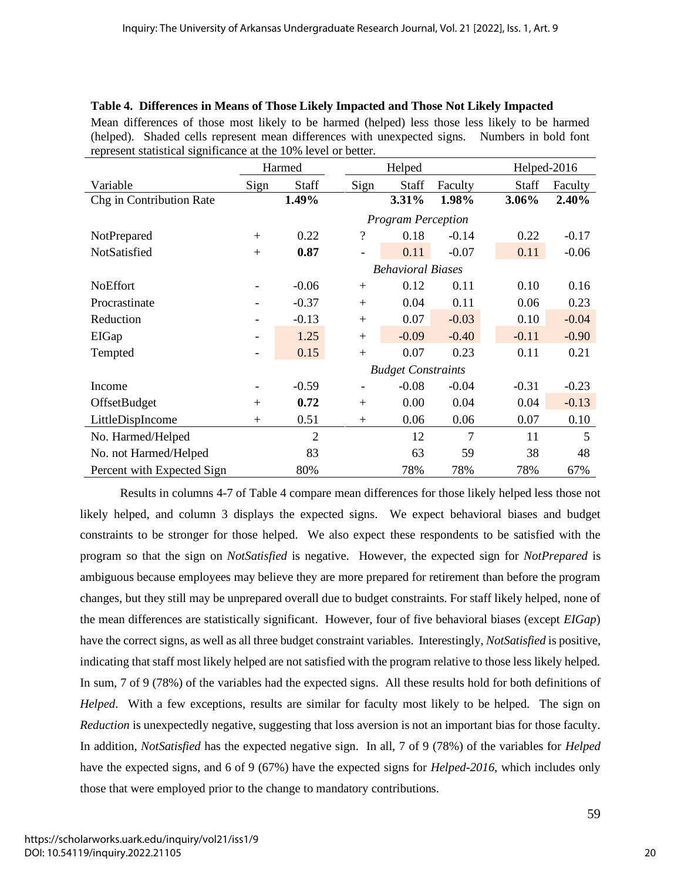**Table 4. Differences in Means of Those Likely Impacted and Those Not Likely Impacted**

Mean differences of those most likely to be harmed (helped) less those less likely to be harmed (helped). Shaded cells represent mean differences with unexpected signs. Numbers in bold font represent statistical significance at the 10% level or better.

| | Harmed | | Helped | | | Helped-2016 | |
|---|---|---|---|---|---|---|---|
| Variable | Sign | Staff | Sign | Staff | Faculty | Staff | Faculty |
| Chg in Contribution Rate | | **1.49%** | | **3.31%** | **1.98%** | **3.06%** | **2.40%** |
| | | | *Program Perception* | | | | |
| NotPrepared | + | 0.22 | ? | 0.18 | -0.14 | 0.22 | -0.17 |
| NotSatisfied | + | **0.87** | - | 0.11 | -0.07 | 0.11 | -0.06 |
| | | | *Behavioral Biases* | | | | |
| NoEffort | - | -0.06 | + | 0.12 | 0.11 | 0.10 | 0.16 |
| Procrastinate | - | -0.37 | + | 0.04 | 0.11 | 0.06 | 0.23 |
| Reduction | - | -0.13 | + | 0.07 | -0.03 | 0.10 | -0.04 |
| EIGap | - | 1.25 | + | -0.09 | -0.40 | -0.11 | -0.90 |
| Tempted | - | 0.15 | + | 0.07 | 0.23 | 0.11 | 0.21 |
| | | | *Budget Constraints* | | | | |
| Income | - | -0.59 | - | -0.08 | -0.04 | -0.31 | -0.23 |
| OffsetBudget | + | **0.72** | + | 0.00 | 0.04 | 0.04 | -0.13 |
| LittleDispIncome | + | 0.51 | + | 0.06 | 0.06 | 0.07 | 0.10 |
| No. Harmed/Helped | | 2 | | 12 | 7 | 11 | 5 |
| No. not Harmed/Helped | | 83 | | 63 | 59 | 38 | 48 |
| Percent with Expected Sign | | 80% | | 78% | 78% | 78% | 67% |

Results in columns 4-7 of Table 4 compare mean differences for those likely helped less those not likely helped, and column 3 displays the expected signs. We expect behavioral biases and budget constraints to be stronger for those helped. We also expect these respondents to be satisfied with the program so that the sign on *NotSatisfied* is negative. However, the expected sign for *NotPrepared* is ambiguous because employees may believe they are more prepared for retirement than before the program changes, but they still may be unprepared overall due to budget constraints. For staff likely helped, none of the mean differences are statistically significant. However, four of five behavioral biases (except *EIGap*) have the correct signs, as well as all three budget constraint variables. Interestingly, *NotSatisfied* is positive, indicating that staff most likely helped are not satisfied with the program relative to those less likely helped. In sum, 7 of 9 (78%) of the variables had the expected signs. All these results hold for both definitions of *Helped*. With a few exceptions, results are similar for faculty most likely to be helped. The sign on *Reduction* is unexpectedly negative, suggesting that loss aversion is not an important bias for those faculty. In addition, *NotSatisfied* has the expected negative sign. In all, 7 of 9 (78%) of the variables for *Helped* have the expected signs, and 6 of 9 (67%) have the expected signs for *Helped-2016*, which includes only those that were employed prior to the change to mandatory contributions.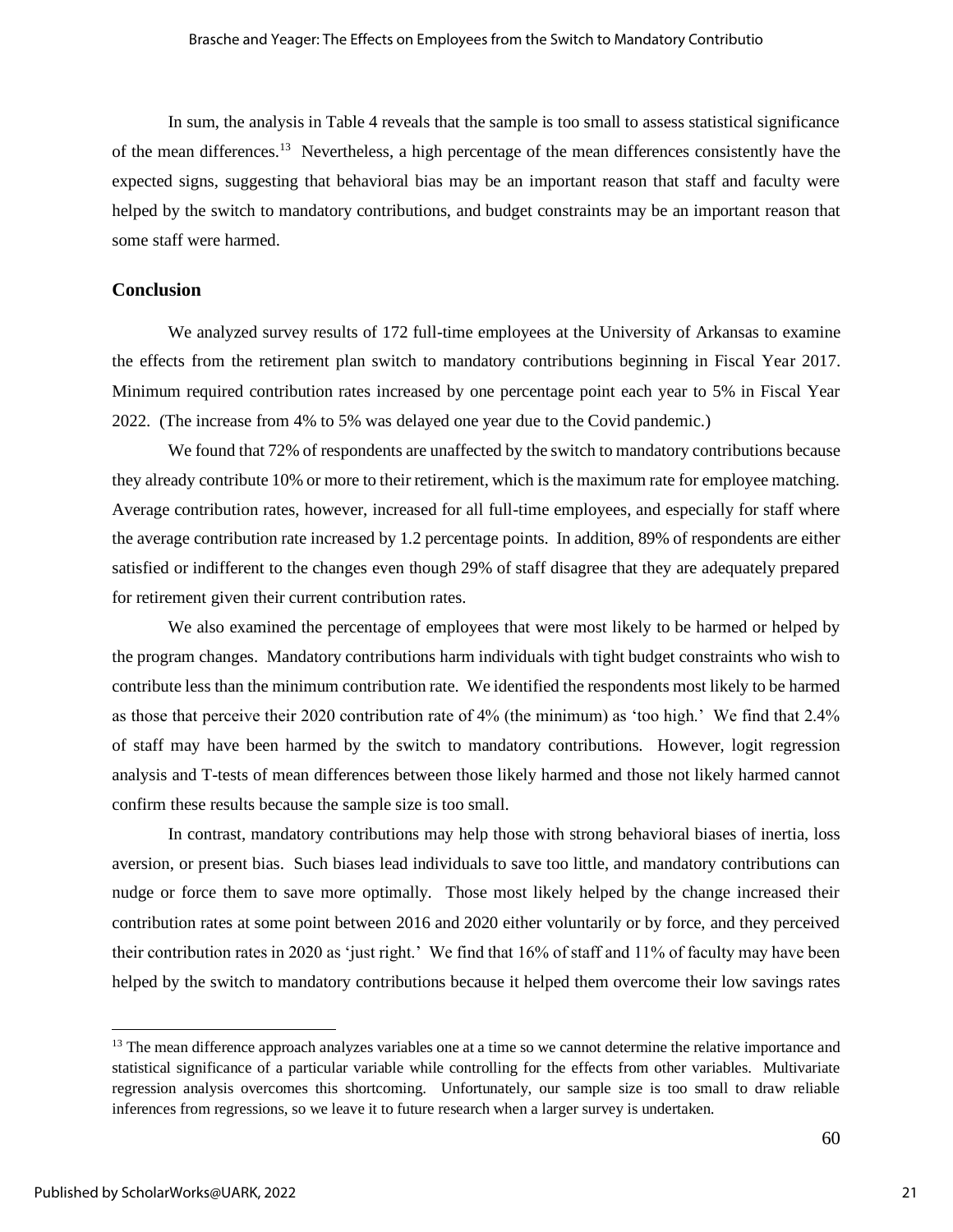In sum, the analysis in Table 4 reveals that the sample is too small to assess statistical significance of the mean differences.[13] Nevertheless, a high percentage of the mean differences consistently have the expected signs, suggesting that behavioral bias may be an important reason that staff and faculty were helped by the switch to mandatory contributions, and budget constraints may be an important reason that some staff were harmed.

## Conclusion

We analyzed survey results of 172 full-time employees at the University of Arkansas to examine the effects from the retirement plan switch to mandatory contributions beginning in Fiscal Year 2017. Minimum required contribution rates increased by one percentage point each year to 5% in Fiscal Year 2022. (The increase from 4% to 5% was delayed one year due to the Covid pandemic.)

We found that 72% of respondents are unaffected by the switch to mandatory contributions because they already contribute 10% or more to their retirement, which is the maximum rate for employee matching. Average contribution rates, however, increased for all full-time employees, and especially for staff where the average contribution rate increased by 1.2 percentage points. In addition, 89% of respondents are either satisfied or indifferent to the changes even though 29% of staff disagree that they are adequately prepared for retirement given their current contribution rates.

We also examined the percentage of employees that were most likely to be harmed or helped by the program changes. Mandatory contributions harm individuals with tight budget constraints who wish to contribute less than the minimum contribution rate. We identified the respondents most likely to be harmed as those that perceive their 2020 contribution rate of 4% (the minimum) as 'too high.' We find that 2.4% of staff may have been harmed by the switch to mandatory contributions. However, logit regression analysis and T-tests of mean differences between those likely harmed and those not likely harmed cannot confirm these results because the sample size is too small.

In contrast, mandatory contributions may help those with strong behavioral biases of inertia, loss aversion, or present bias. Such biases lead individuals to save too little, and mandatory contributions can nudge or force them to save more optimally. Those most likely helped by the change increased their contribution rates at some point between 2016 and 2020 either voluntarily or by force, and they perceived their contribution rates in 2020 as 'just right.' We find that 16% of staff and 11% of faculty may have been helped by the switch to mandatory contributions because it helped them overcome their low savings rates

[13] The mean difference approach analyzes variables one at a time so we cannot determine the relative importance and statistical significance of a particular variable while controlling for the effects from other variables. Multivariate regression analysis overcomes this shortcoming. Unfortunately, our sample size is too small to draw reliable inferences from regressions, so we leave it to future research when a larger survey is undertaken.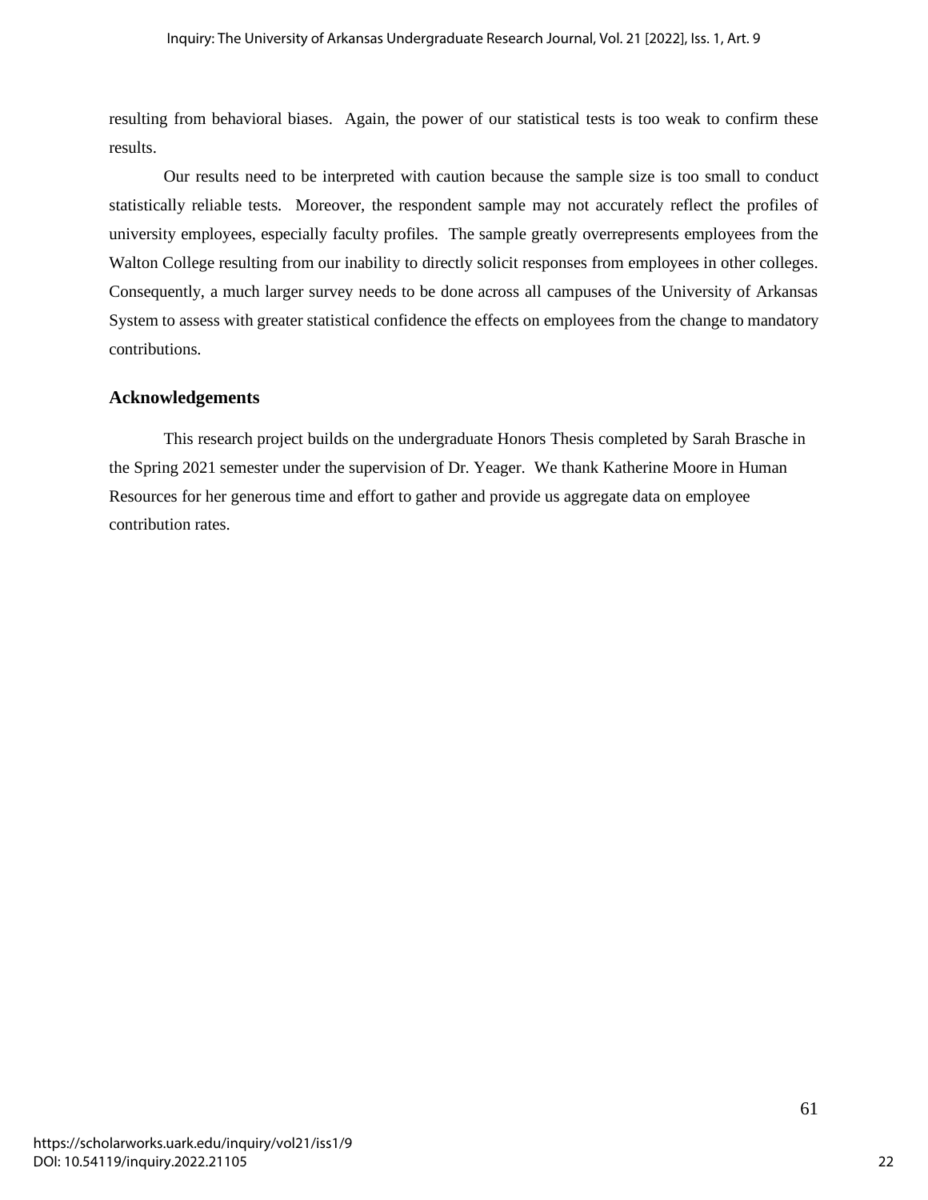resulting from behavioral biases. Again, the power of our statistical tests is too weak to confirm these results.

Our results need to be interpreted with caution because the sample size is too small to conduct statistically reliable tests. Moreover, the respondent sample may not accurately reflect the profiles of university employees, especially faculty profiles. The sample greatly overrepresents employees from the Walton College resulting from our inability to directly solicit responses from employees in other colleges. Consequently, a much larger survey needs to be done across all campuses of the University of Arkansas System to assess with greater statistical confidence the effects on employees from the change to mandatory contributions.

## Acknowledgements

This research project builds on the undergraduate Honors Thesis completed by Sarah Brasche in the Spring 2021 semester under the supervision of Dr. Yeager. We thank Katherine Moore in Human Resources for her generous time and effort to gather and provide us aggregate data on employee contribution rates.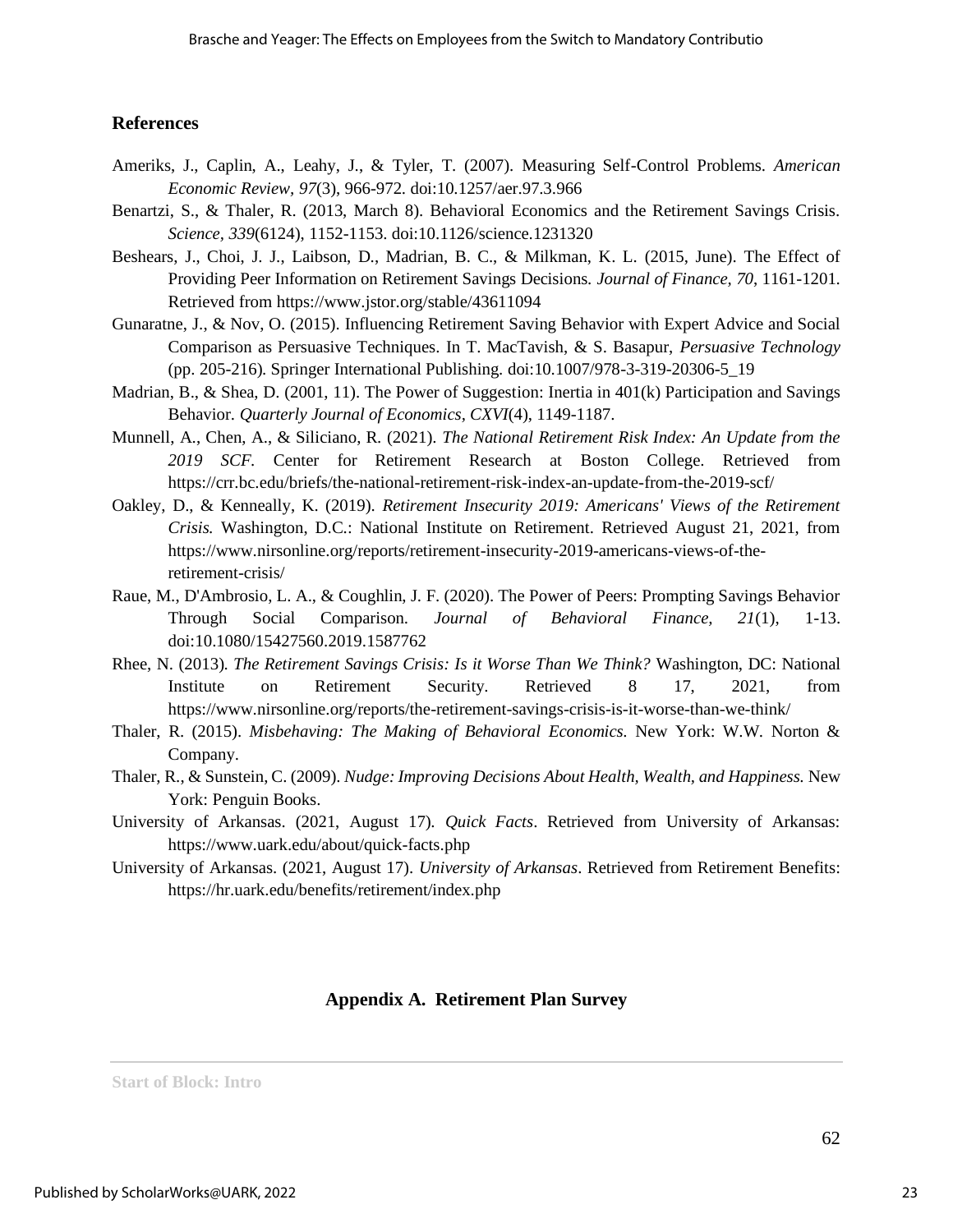## References

Ameriks, J., Caplin, A., Leahy, J., & Tyler, T. (2007). Measuring Self-Control Problems. *American Economic Review*, *97*(3), 966-972. doi:10.1257/aer.97.3.966

Benartzi, S., & Thaler, R. (2013, March 8). Behavioral Economics and the Retirement Savings Crisis. *Science*, *339*(6124), 1152-1153. doi:10.1126/science.1231320

Beshears, J., Choi, J. J., Laibson, D., Madrian, B. C., & Milkman, K. L. (2015, June). The Effect of Providing Peer Information on Retirement Savings Decisions. *Journal of Finance*, *70*, 1161-1201. Retrieved from https://www.jstor.org/stable/43611094

Gunaratne, J., & Nov, O. (2015). Influencing Retirement Saving Behavior with Expert Advice and Social Comparison as Persuasive Techniques. In T. MacTavish, & S. Basapur, *Persuasive Technology* (pp. 205-216). Springer International Publishing. doi:10.1007/978-3-319-20306-5_19

Madrian, B., & Shea, D. (2001, 11). The Power of Suggestion: Inertia in 401(k) Participation and Savings Behavior. *Quarterly Journal of Economics*, *CXVI*(4), 1149-1187.

Munnell, A., Chen, A., & Siliciano, R. (2021). *The National Retirement Risk Index: An Update from the 2019 SCF*. Center for Retirement Research at Boston College. Retrieved from https://crr.bc.edu/briefs/the-national-retirement-risk-index-an-update-from-the-2019-scf/

Oakley, D., & Kenneally, K. (2019). *Retirement Insecurity 2019: Americans' Views of the Retirement Crisis*. Washington, D.C.: National Institute on Retirement. Retrieved August 21, 2021, from https://www.nirsonline.org/reports/retirement-insecurity-2019-americans-views-of-the-retirement-crisis/

Raue, M., D'Ambrosio, L. A., & Coughlin, J. F. (2020). The Power of Peers: Prompting Savings Behavior Through Social Comparison. *Journal of Behavioral Finance, 21*(1), 1-13. doi:10.1080/15427560.2019.1587762

Rhee, N. (2013). *The Retirement Savings Crisis: Is it Worse Than We Think?* Washington, DC: National Institute on Retirement Security. Retrieved 8 17, 2021, from https://www.nirsonline.org/reports/the-retirement-savings-crisis-is-it-worse-than-we-think/

Thaler, R. (2015). *Misbehaving: The Making of Behavioral Economics*. New York: W.W. Norton & Company.

Thaler, R., & Sunstein, C. (2009). *Nudge: Improving Decisions About Health, Wealth, and Happiness*. New York: Penguin Books.

University of Arkansas. (2021, August 17). *Quick Facts*. Retrieved from University of Arkansas: https://www.uark.edu/about/quick-facts.php

University of Arkansas. (2021, August 17). *University of Arkansas*. Retrieved from Retirement Benefits: https://hr.uark.edu/benefits/retirement/index.php

## Appendix A. Retirement Plan Survey

---

**Start of Block: Intro**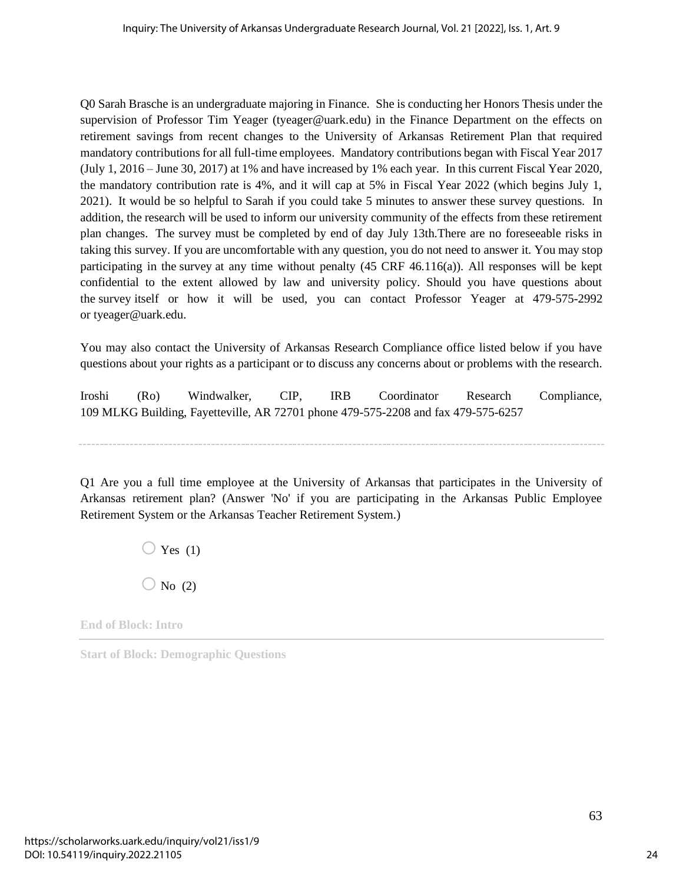Q0 Sarah Brasche is an undergraduate majoring in Finance. She is conducting her Honors Thesis under the supervision of Professor Tim Yeager (tyeager@uark.edu) in the Finance Department on the effects on retirement savings from recent changes to the University of Arkansas Retirement Plan that required mandatory contributions for all full-time employees. Mandatory contributions began with Fiscal Year 2017 (July 1, 2016 – June 30, 2017) at 1% and have increased by 1% each year. In this current Fiscal Year 2020, the mandatory contribution rate is 4%, and it will cap at 5% in Fiscal Year 2022 (which begins July 1, 2021). It would be so helpful to Sarah if you could take 5 minutes to answer these survey questions. In addition, the research will be used to inform our university community of the effects from these retirement plan changes. The survey must be completed by end of day July 13th.There are no foreseeable risks in taking this survey. If you are uncomfortable with any question, you do not need to answer it. You may stop participating in the survey at any time without penalty (45 CRF 46.116(a)). All responses will be kept confidential to the extent allowed by law and university policy. Should you have questions about the survey itself or how it will be used, you can contact Professor Yeager at 479-575-2992 or tyeager@uark.edu.

You may also contact the University of Arkansas Research Compliance office listed below if you have questions about your rights as a participant or to discuss any concerns about or problems with the research.

Iroshi (Ro) Windwalker, CIP, IRB Coordinator Research Compliance, 109 MLKG Building, Fayetteville, AR 72701 phone 479-575-2208 and fax 479-575-6257

---

Q1 Are you a full time employee at the University of Arkansas that participates in the University of Arkansas retirement plan? (Answer 'No' if you are participating in the Arkansas Public Employee Retirement System or the Arkansas Teacher Retirement System.)

- ○ Yes (1)
- ○ No (2)

End of Block: Intro

Start of Block: Demographic Questions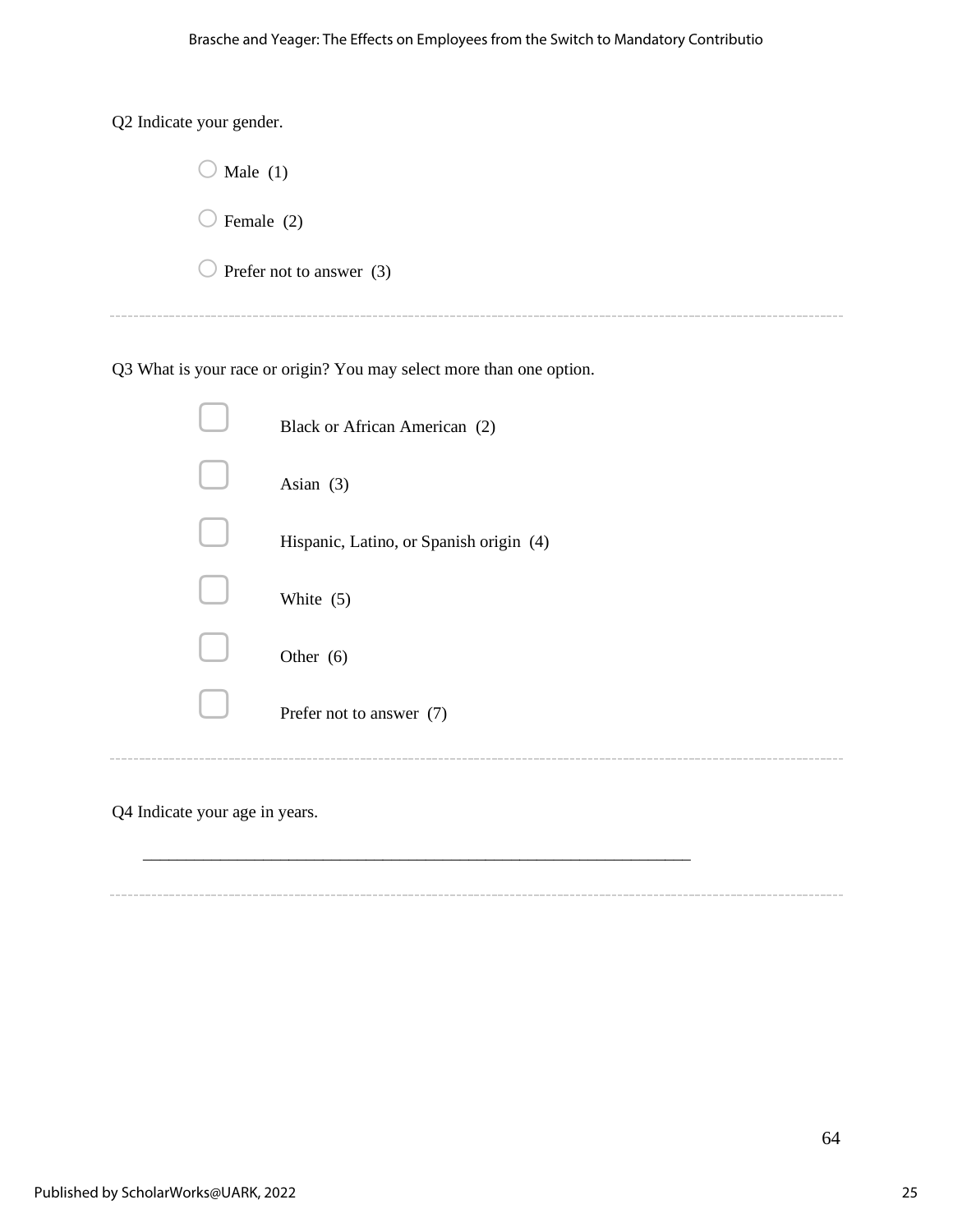Q2 Indicate your gender.

- Male (1)
- Female (2)
- Prefer not to answer (3)

---

Q3 What is your race or origin? You may select more than one option.

- Black or African American (2)
- Asian (3)
- Hispanic, Latino, or Spanish origin (4)
- White (5)
- Other (6)
- Prefer not to answer (7)

---

Q4 Indicate your age in years.

________________________________________________________________

---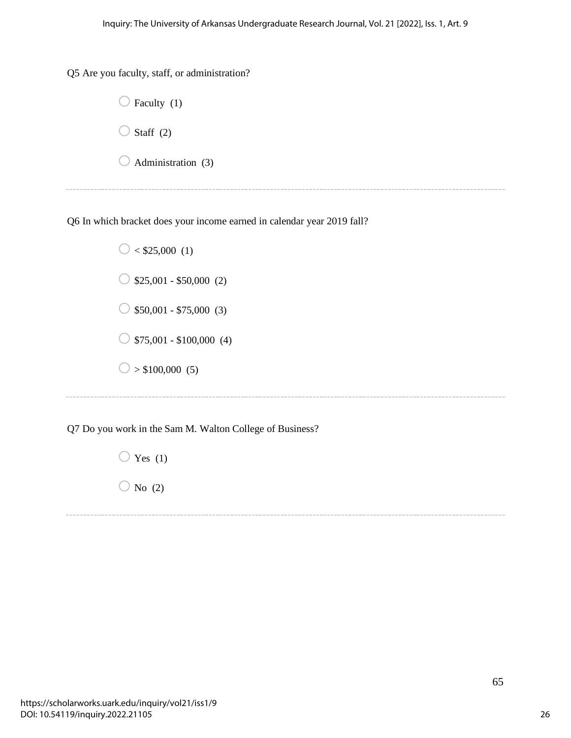Q5 Are you faculty, staff, or administration?

- ○ Faculty (1)
- ○ Staff (2)
- ○ Administration (3)

---

Q6 In which bracket does your income earned in calendar year 2019 fall?

- ○ < $25,000 (1)
- ○ $25,001 - $50,000 (2)
- ○ $50,001 - $75,000 (3)
- ○ $75,001 - $100,000 (4)
- ○ > $100,000 (5)

---

Q7 Do you work in the Sam M. Walton College of Business?

- ○ Yes (1)
- ○ No (2)

---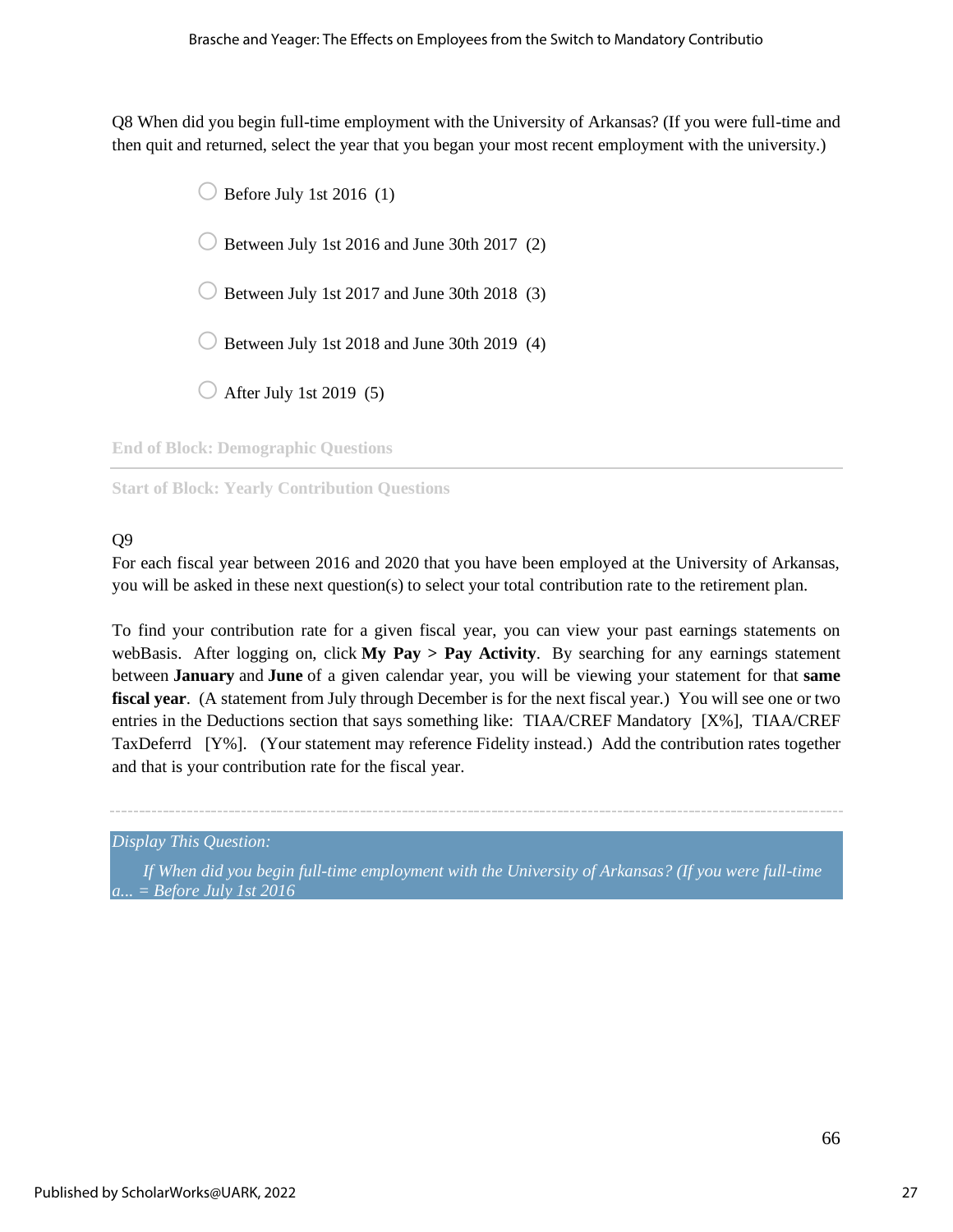Q8 When did you begin full-time employment with the University of Arkansas? (If you were full-time and then quit and returned, select the year that you began your most recent employment with the university.)

- Before July 1st 2016 (1)
- Between July 1st 2016 and June 30th 2017 (2)
- Between July 1st 2017 and June 30th 2018 (3)
- Between July 1st 2018 and June 30th 2019 (4)
- After July 1st 2019 (5)

End of Block: Demographic Questions

---

Start of Block: Yearly Contribution Questions

Q9
For each fiscal year between 2016 and 2020 that you have been employed at the University of Arkansas, you will be asked in these next question(s) to select your total contribution rate to the retirement plan.

To find your contribution rate for a given fiscal year, you can view your past earnings statements on webBasis. After logging on, click **My Pay > Pay Activity**. By searching for any earnings statement between **January** and **June** of a given calendar year, you will be viewing your statement for that **same fiscal year**. (A statement from July through December is for the next fiscal year.) You will see one or two entries in the Deductions section that says something like: TIAA/CREF Mandatory [X%], TIAA/CREF TaxDeferrd [Y%]. (Your statement may reference Fidelity instead.) Add the contribution rates together and that is your contribution rate for the fiscal year.

---

*Display This Question:*

*If When did you begin full-time employment with the University of Arkansas? (If you were full-time a... = Before July 1st 2016*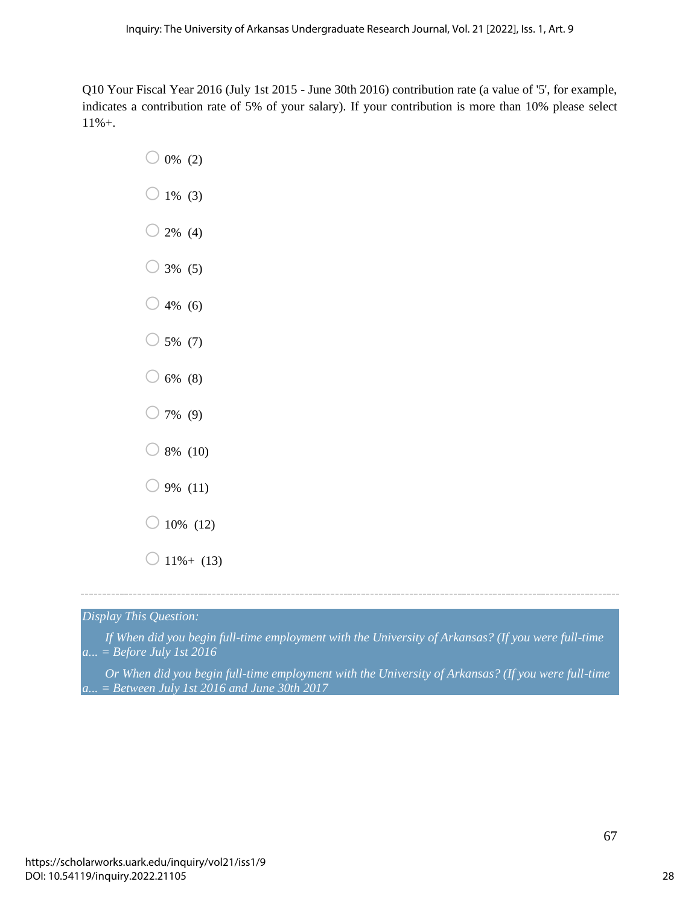Q10 Your Fiscal Year 2016 (July 1st 2015 - June 30th 2016) contribution rate (a value of '5', for example, indicates a contribution rate of 5% of your salary). If your contribution is more than 10% please select 11%+.

- 0% (2)
- 1% (3)
- 2% (4)
- 3% (5)
- 4% (6)
- 5% (7)
- 6% (8)
- 7% (9)
- 8% (10)
- 9% (11)
- 10% (12)
- 11%+ (13)

---

*Display This Question:*

*If When did you begin full-time employment with the University of Arkansas? (If you were full-time a... = Before July 1st 2016*

*Or When did you begin full-time employment with the University of Arkansas? (If you were full-time a... = Between July 1st 2016 and June 30th 2017*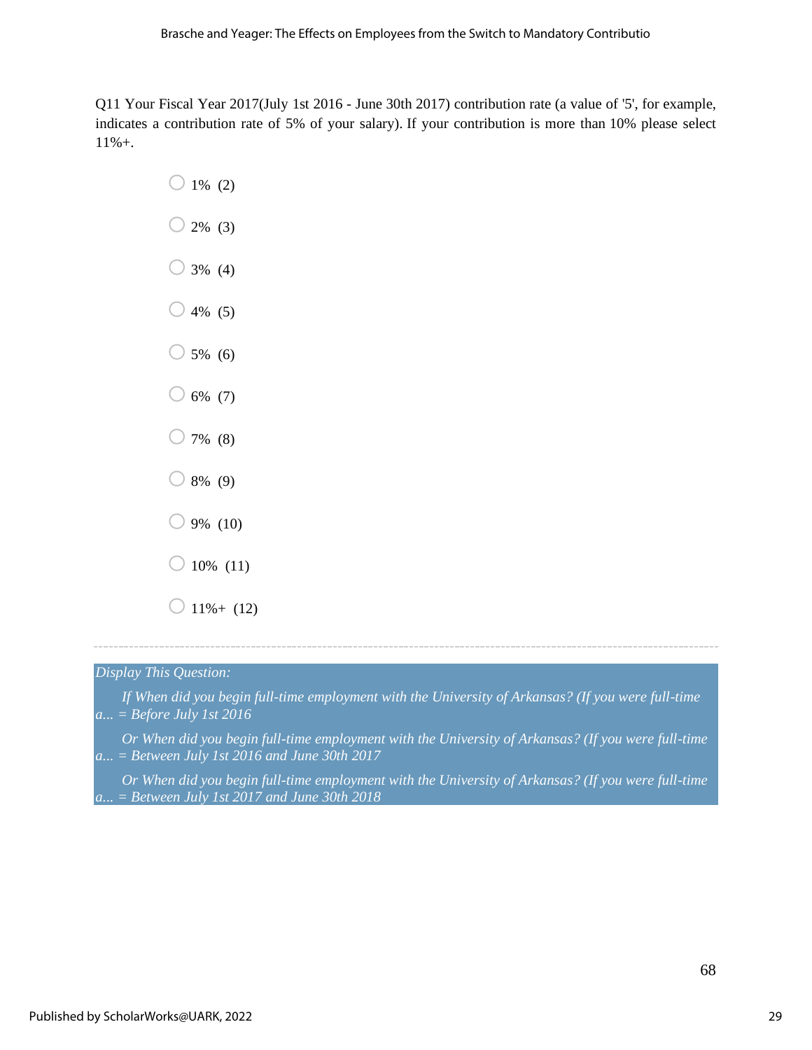Q11 Your Fiscal Year 2017(July 1st 2016 - June 30th 2017) contribution rate (a value of '5', for example, indicates a contribution rate of 5% of your salary). If your contribution is more than 10% please select 11%+.

- ○ 1% (2)
- ○ 2% (3)
- ○ 3% (4)
- ○ 4% (5)
- ○ 5% (6)
- ○ 6% (7)
- ○ 7% (8)
- ○ 8% (9)
- ○ 9% (10)
- ○ 10% (11)
- ○ 11%+ (12)

---

*Display This Question:*

*If When did you begin full-time employment with the University of Arkansas? (If you were full-time a... = Before July 1st 2016*

*Or When did you begin full-time employment with the University of Arkansas? (If you were full-time a... = Between July 1st 2016 and June 30th 2017*

*Or When did you begin full-time employment with the University of Arkansas? (If you were full-time a... = Between July 1st 2017 and June 30th 2018*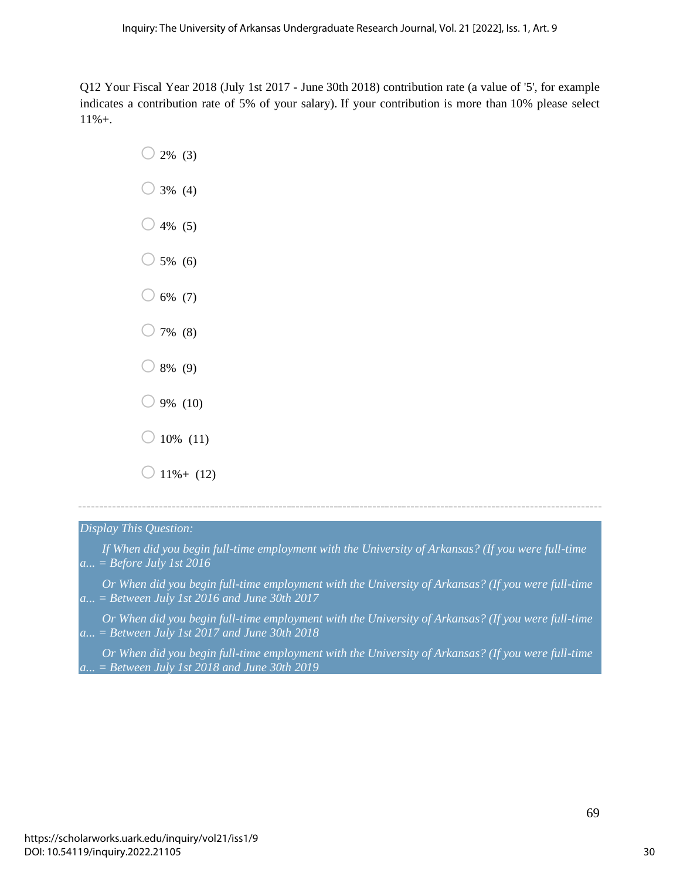Q12 Your Fiscal Year 2018 (July 1st 2017 - June 30th 2018) contribution rate (a value of '5', for example indicates a contribution rate of 5% of your salary). If your contribution is more than 10% please select 11%+.

- 2% (3)
- 3% (4)
- 4% (5)
- 5% (6)
- 6% (7)
- 7% (8)
- 8% (9)
- 9% (10)
- 10% (11)
- 11%+ (12)

---

*Display This Question:*

*If When did you begin full-time employment with the University of Arkansas? (If you were full-time a... = Before July 1st 2016*

*Or When did you begin full-time employment with the University of Arkansas? (If you were full-time a... = Between July 1st 2016 and June 30th 2017*

*Or When did you begin full-time employment with the University of Arkansas? (If you were full-time a... = Between July 1st 2017 and June 30th 2018*

*Or When did you begin full-time employment with the University of Arkansas? (If you were full-time a... = Between July 1st 2018 and June 30th 2019*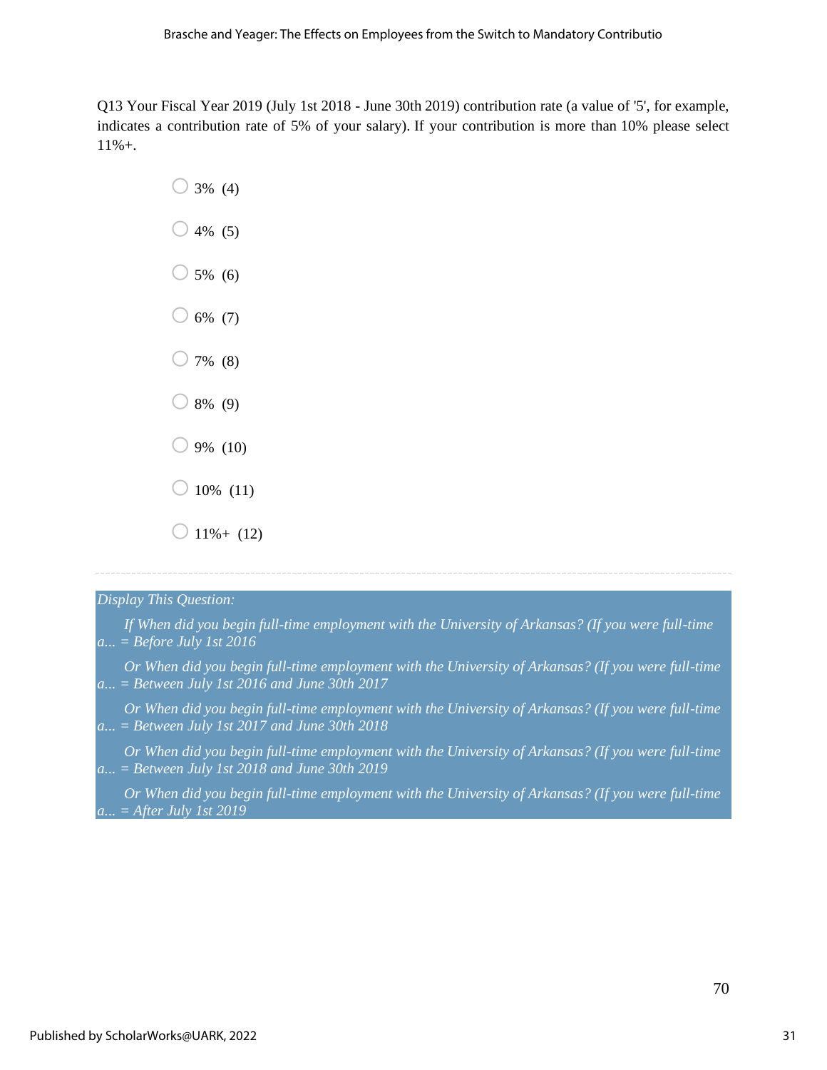Q13 Your Fiscal Year 2019 (July 1st 2018 - June 30th 2019) contribution rate (a value of '5', for example, indicates a contribution rate of 5% of your salary). If your contribution is more than 10% please select 11%+.

- 3% (4)
- 4% (5)
- 5% (6)
- 6% (7)
- 7% (8)
- 8% (9)
- 9% (10)
- 10% (11)
- 11%+ (12)

---

*Display This Question:*

*If When did you begin full-time employment with the University of Arkansas? (If you were full-time a... = Before July 1st 2016*

*Or When did you begin full-time employment with the University of Arkansas? (If you were full-time a... = Between July 1st 2016 and June 30th 2017*

*Or When did you begin full-time employment with the University of Arkansas? (If you were full-time a... = Between July 1st 2017 and June 30th 2018*

*Or When did you begin full-time employment with the University of Arkansas? (If you were full-time a... = Between July 1st 2018 and June 30th 2019*

*Or When did you begin full-time employment with the University of Arkansas? (If you were full-time a... = After July 1st 2019*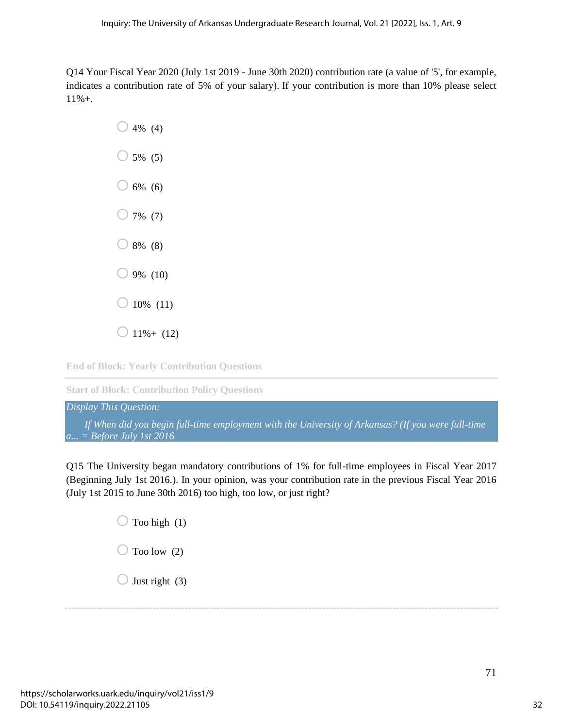Q14 Your Fiscal Year 2020 (July 1st 2019 - June 30th 2020) contribution rate (a value of '5', for example, indicates a contribution rate of 5% of your salary). If your contribution is more than 10% please select 11%+.

- 4% (4)
- 5% (5)
- 6% (6)
- 7% (7)
- 8% (8)
- 9% (10)
- 10% (11)
- 11%+ (12)

**End of Block: Yearly Contribution Questions**

---

**Start of Block: Contribution Policy Questions**

*Display This Question:*

*If When did you begin full-time employment with the University of Arkansas? (If you were full-time a... = Before July 1st 2016*

Q15 The University began mandatory contributions of 1% for full-time employees in Fiscal Year 2017 (Beginning July 1st 2016.). In your opinion, was your contribution rate in the previous Fiscal Year 2016 (July 1st 2015 to June 30th 2016) too high, too low, or just right?

- Too high (1)
- Too low (2)
- Just right (3)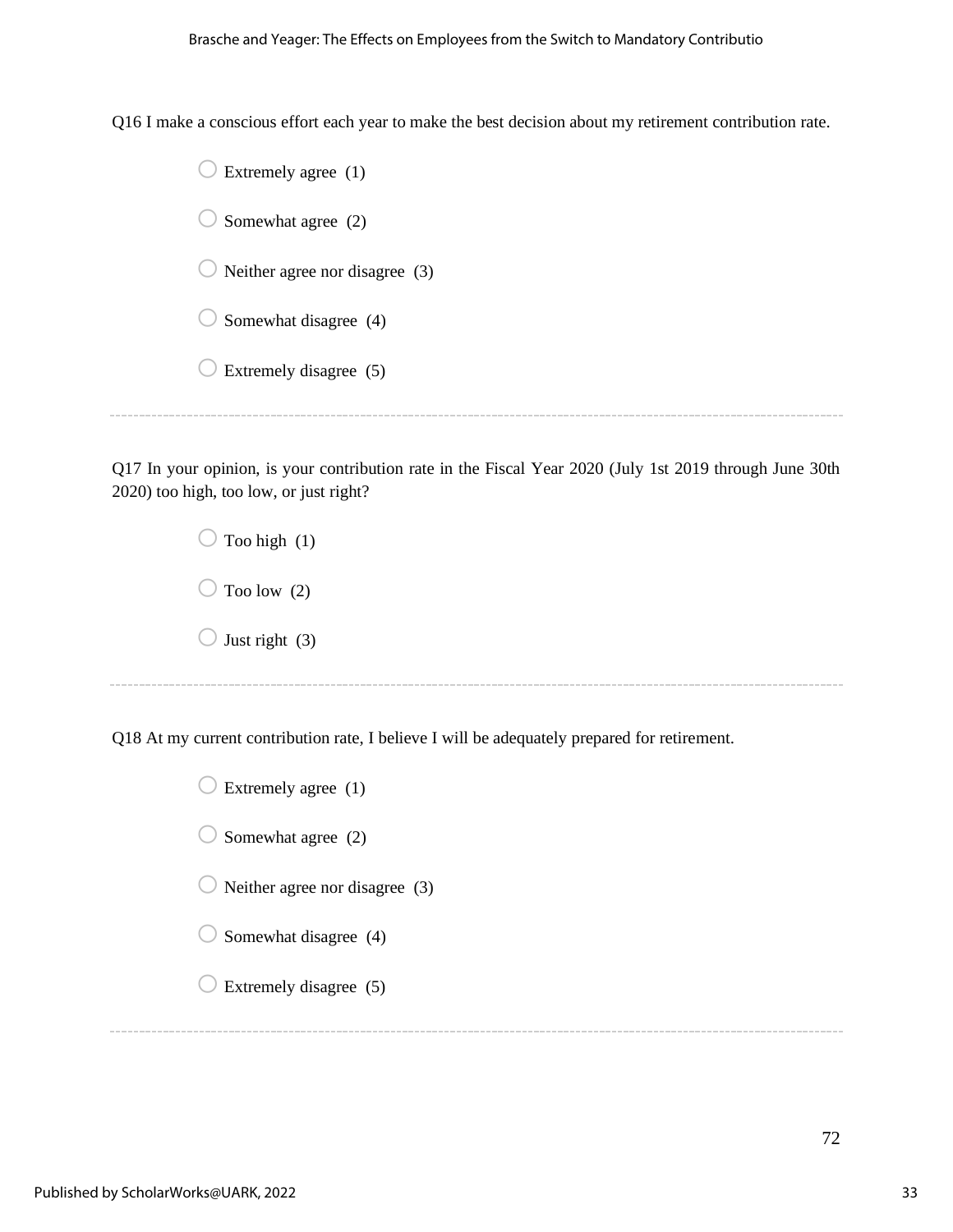Q16 I make a conscious effort each year to make the best decision about my retirement contribution rate.

- Extremely agree (1)
- Somewhat agree (2)
- Neither agree nor disagree (3)
- Somewhat disagree (4)
- Extremely disagree (5)

---

Q17 In your opinion, is your contribution rate in the Fiscal Year 2020 (July 1st 2019 through June 30th 2020) too high, too low, or just right?

- Too high (1)
- Too low (2)
- Just right (3)

---

Q18 At my current contribution rate, I believe I will be adequately prepared for retirement.

- Extremely agree (1)
- Somewhat agree (2)
- Neither agree nor disagree (3)
- Somewhat disagree (4)
- Extremely disagree (5)

---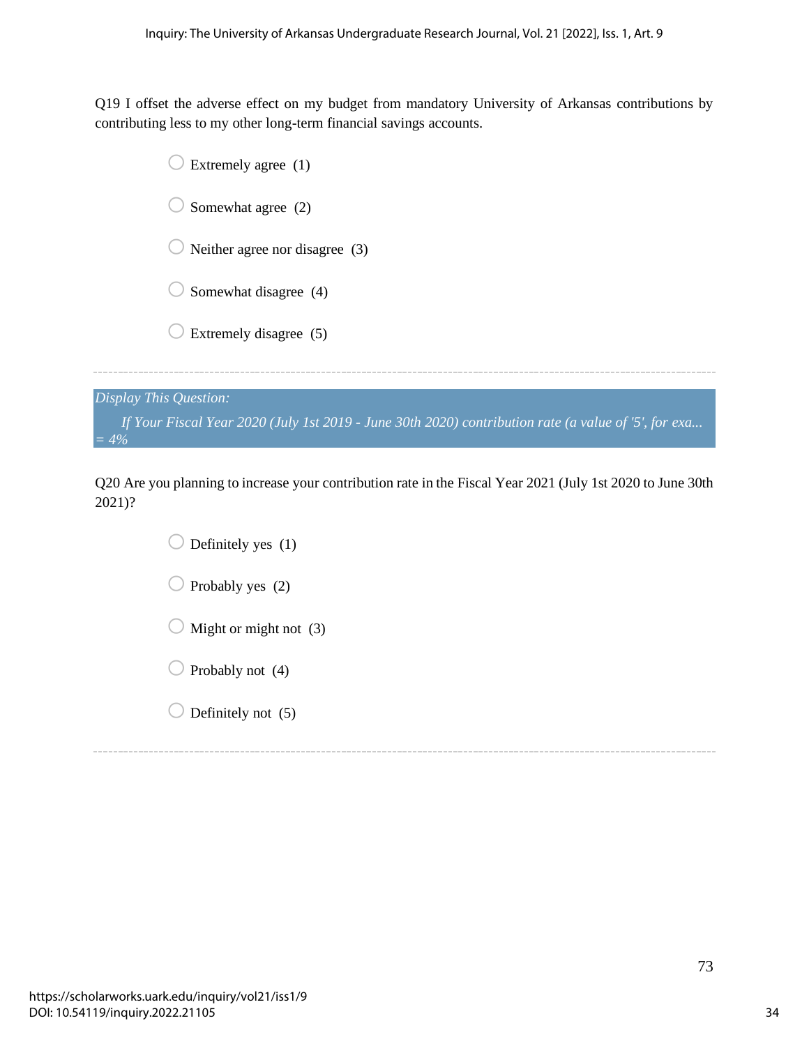Q19 I offset the adverse effect on my budget from mandatory University of Arkansas contributions by contributing less to my other long-term financial savings accounts.

- Extremely agree (1)
- Somewhat agree (2)
- Neither agree nor disagree (3)
- Somewhat disagree (4)
- Extremely disagree (5)

---

*Display This Question:*

*If Your Fiscal Year 2020 (July 1st 2019 - June 30th 2020) contribution rate (a value of '5', for exa... = 4%*

Q20 Are you planning to increase your contribution rate in the Fiscal Year 2021 (July 1st 2020 to June 30th 2021)?

- Definitely yes (1)
- Probably yes (2)
- Might or might not (3)
- Probably not (4)
- Definitely not (5)

---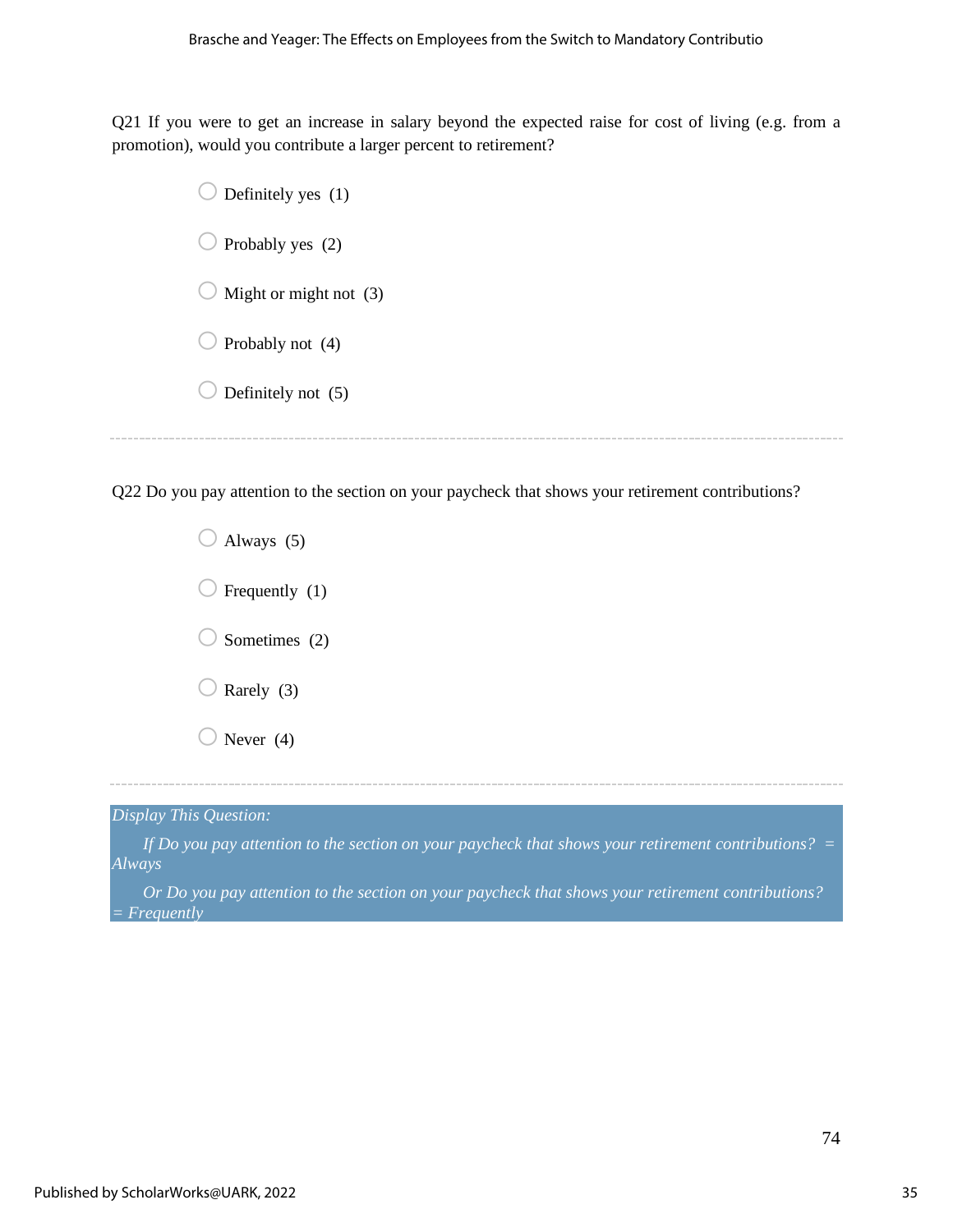Q21 If you were to get an increase in salary beyond the expected raise for cost of living (e.g. from a promotion), would you contribute a larger percent to retirement?

- Definitely yes (1)
- Probably yes (2)
- Might or might not (3)
- Probably not (4)
- Definitely not (5)

---

Q22 Do you pay attention to the section on your paycheck that shows your retirement contributions?

- Always (5)
- Frequently (1)
- Sometimes (2)
- Rarely (3)
- Never (4)

---

*Display This Question:*

*If Do you pay attention to the section on your paycheck that shows your retirement contributions? = Always*

*Or Do you pay attention to the section on your paycheck that shows your retirement contributions? = Frequently*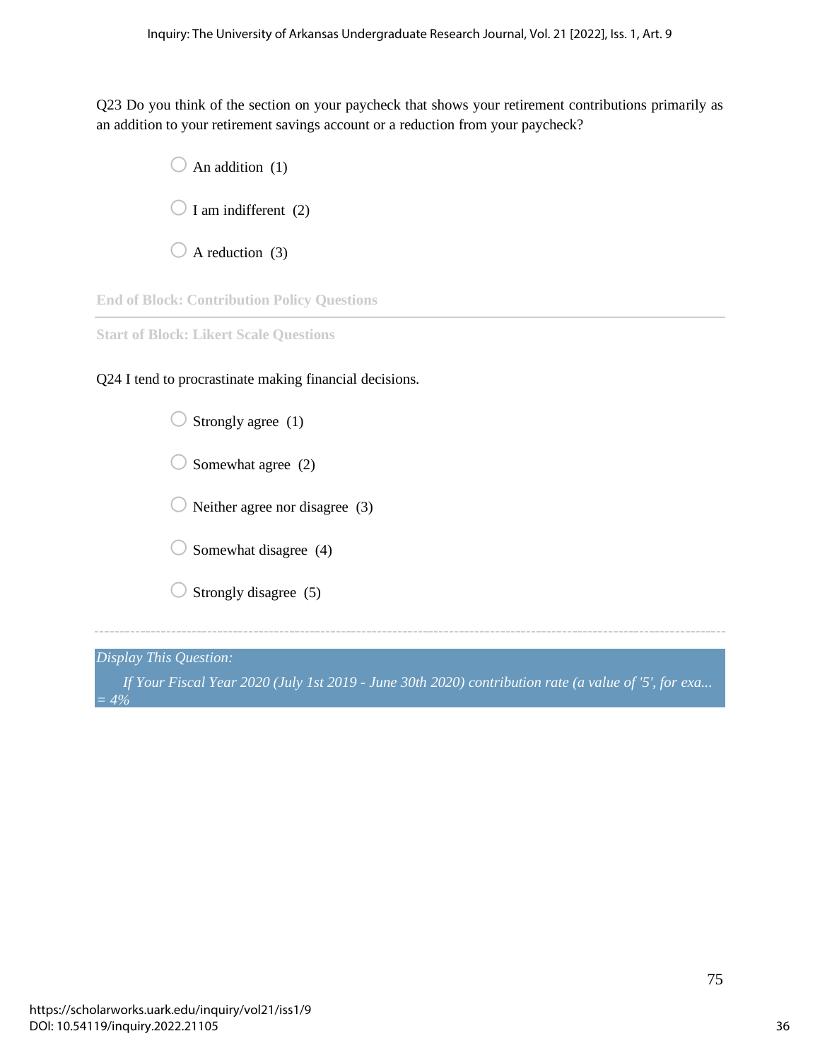Q23 Do you think of the section on your paycheck that shows your retirement contributions primarily as an addition to your retirement savings account or a reduction from your paycheck?

- An addition (1)
- I am indifferent (2)
- A reduction (3)

**End of Block: Contribution Policy Questions**

---

**Start of Block: Likert Scale Questions**

Q24 I tend to procrastinate making financial decisions.

- Strongly agree (1)
- Somewhat agree (2)
- Neither agree nor disagree (3)
- Somewhat disagree (4)
- Strongly disagree (5)

---

*Display This Question:*

*If Your Fiscal Year 2020 (July 1st 2019 - June 30th 2020) contribution rate (a value of '5', for exa... = 4%*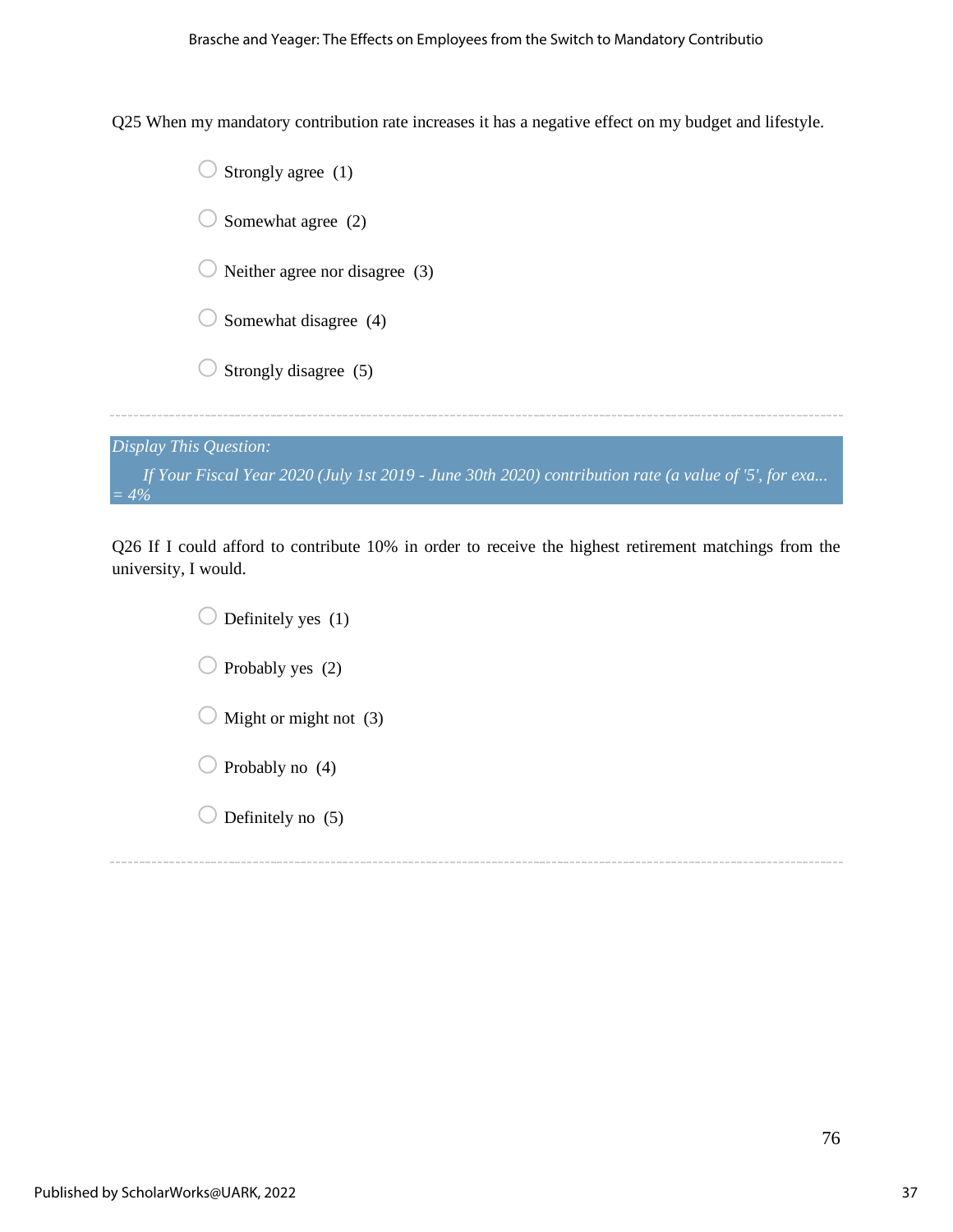Q25 When my mandatory contribution rate increases it has a negative effect on my budget and lifestyle.

- Strongly agree (1)
- Somewhat agree (2)
- Neither agree nor disagree (3)
- Somewhat disagree (4)
- Strongly disagree (5)

---

*Display This Question:*

*If Your Fiscal Year 2020 (July 1st 2019 - June 30th 2020) contribution rate (a value of '5', for exa... = 4%*

Q26 If I could afford to contribute 10% in order to receive the highest retirement matchings from the university, I would.

- Definitely yes (1)
- Probably yes (2)
- Might or might not (3)
- Probably no (4)
- Definitely no (5)

---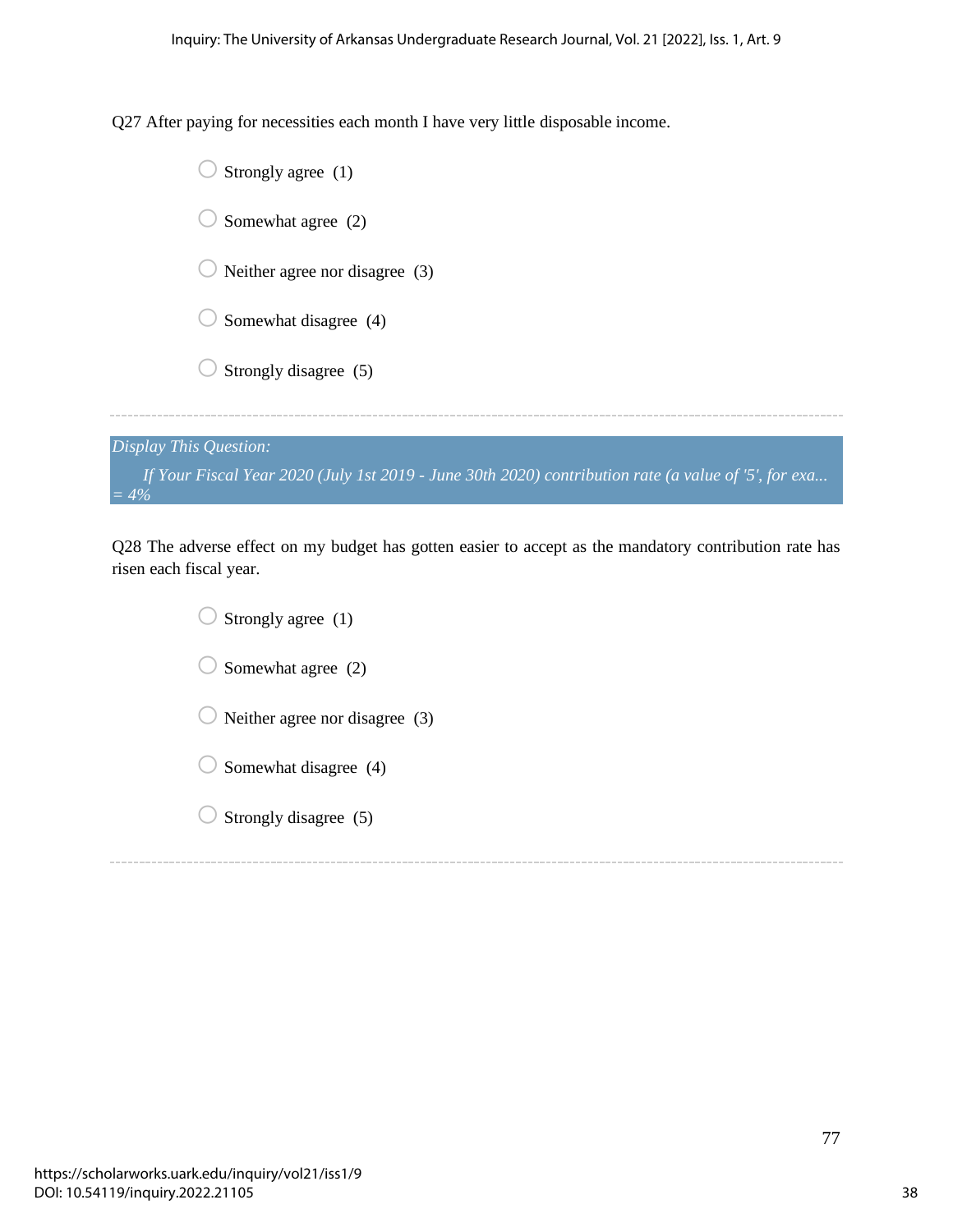Q27 After paying for necessities each month I have very little disposable income.

- Strongly agree (1)
- Somewhat agree (2)
- Neither agree nor disagree (3)
- Somewhat disagree (4)
- Strongly disagree (5)

---

*Display This Question:*

*If Your Fiscal Year 2020 (July 1st 2019 - June 30th 2020) contribution rate (a value of '5', for exa... = 4%*

Q28 The adverse effect on my budget has gotten easier to accept as the mandatory contribution rate has risen each fiscal year.

- Strongly agree (1)
- Somewhat agree (2)
- Neither agree nor disagree (3)
- Somewhat disagree (4)
- Strongly disagree (5)

---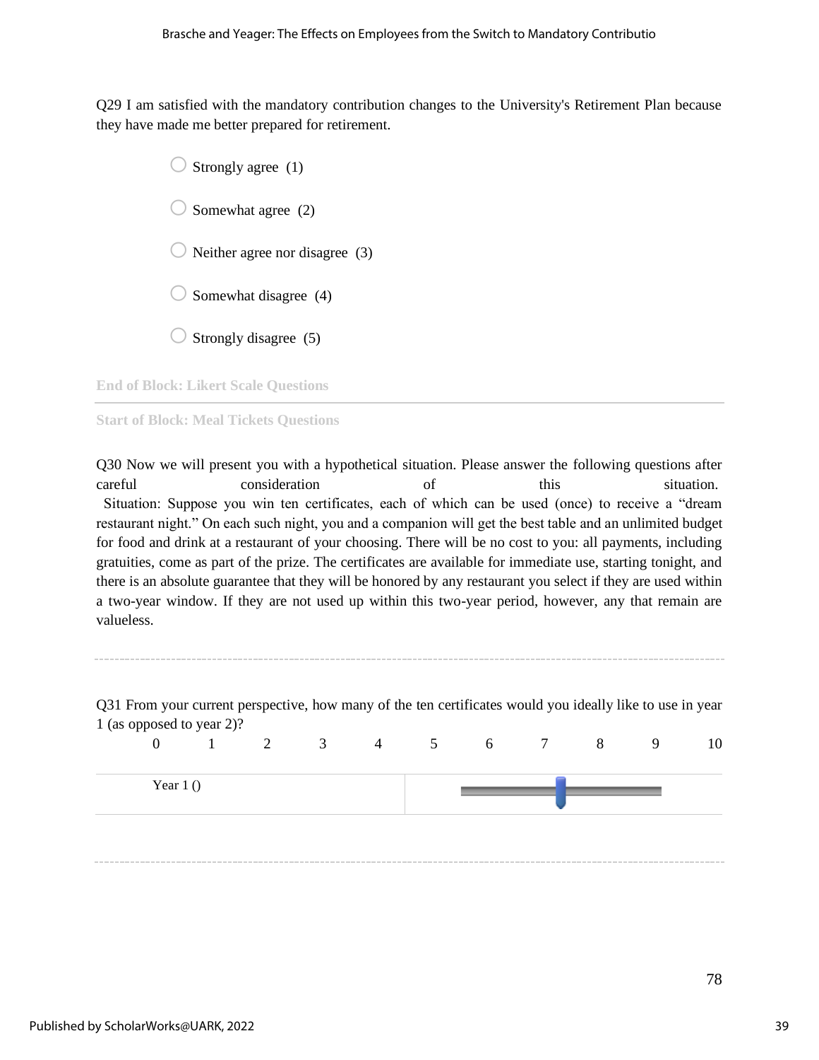Q29 I am satisfied with the mandatory contribution changes to the University's Retirement Plan because they have made me better prepared for retirement.

- Strongly agree (1)
- Somewhat agree (2)
- Neither agree nor disagree (3)
- Somewhat disagree (4)
- Strongly disagree (5)

End of Block: Likert Scale Questions

Start of Block: Meal Tickets Questions

Q30 Now we will present you with a hypothetical situation. Please answer the following questions after careful consideration of this situation.
Situation: Suppose you win ten certificates, each of which can be used (once) to receive a "dream restaurant night." On each such night, you and a companion will get the best table and an unlimited budget for food and drink at a restaurant of your choosing. There will be no cost to you: all payments, including gratuities, come as part of the prize. The certificates are available for immediate use, starting tonight, and there is an absolute guarantee that they will be honored by any restaurant you select if they are used within a two-year window. If they are not used up within this two-year period, however, any that remain are valueless.

Q31 From your current perspective, how many of the ten certificates would you ideally like to use in year 1 (as opposed to year 2)?

| | 0 | 1 | 2 | 3 | 4 | 5 | 6 | 7 | 8 | 9 | 10 |
|---|---|---|---|---|---|---|---|---|---|---|---|
| Year 1 () | | | | | | | | | | | |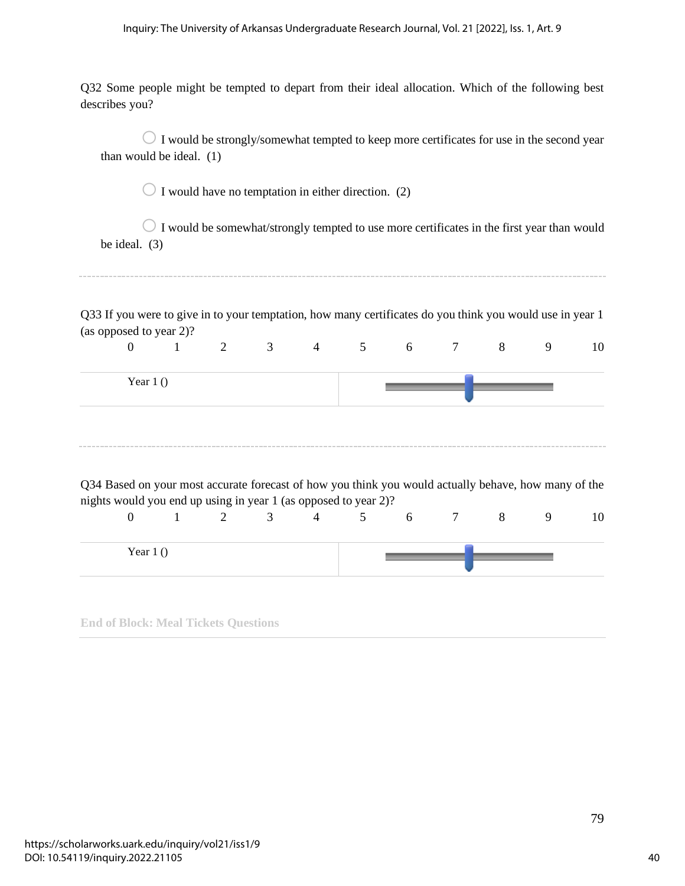Q32 Some people might be tempted to depart from their ideal allocation. Which of the following best describes you?

- ○ I would be strongly/somewhat tempted to keep more certificates for use in the second year than would be ideal. (1)
- ○ I would have no temptation in either direction. (2)
- ○ I would be somewhat/strongly tempted to use more certificates in the first year than would be ideal. (3)

---

Q33 If you were to give in to your temptation, how many certificates do you think you would use in year 1 (as opposed to year 2)?

| | 0 | 1 | 2 | 3 | 4 | 5 | 6 | 7 | 8 | 9 | 10 |
|---|---|---|---|---|---|---|---|---|---|---|---|
| Year 1 () | | | | | | | | | | | |

---

Q34 Based on your most accurate forecast of how you think you would actually behave, how many of the nights would you end up using in year 1 (as opposed to year 2)?

| | 0 | 1 | 2 | 3 | 4 | 5 | 6 | 7 | 8 | 9 | 10 |
|---|---|---|---|---|---|---|---|---|---|---|---|
| Year 1 () | | | | | | | | | | | |

**End of Block: Meal Tickets Questions**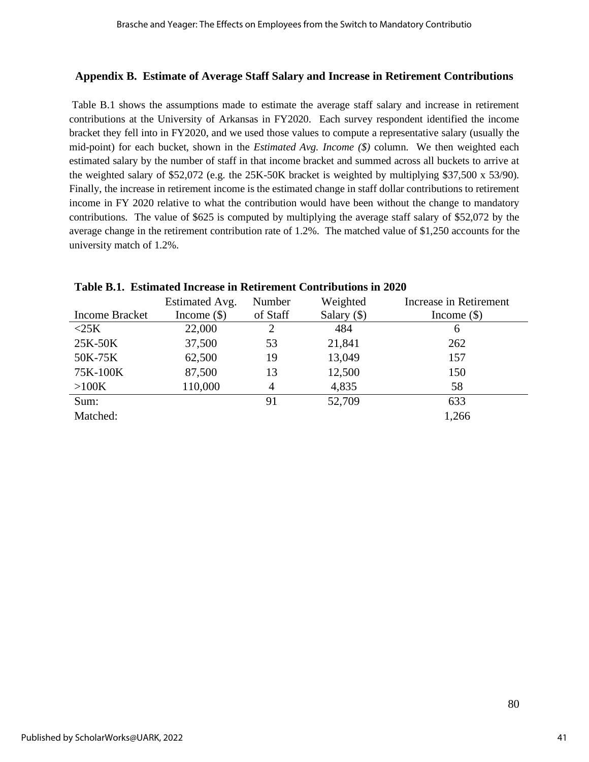## Appendix B. Estimate of Average Staff Salary and Increase in Retirement Contributions

Table B.1 shows the assumptions made to estimate the average staff salary and increase in retirement contributions at the University of Arkansas in FY2020. Each survey respondent identified the income bracket they fell into in FY2020, and we used those values to compute a representative salary (usually the mid-point) for each bucket, shown in the *Estimated Avg. Income ($)* column. We then weighted each estimated salary by the number of staff in that income bracket and summed across all buckets to arrive at the weighted salary of $52,072 (e.g. the 25K-50K bracket is weighted by multiplying $37,500 x 53/90). Finally, the increase in retirement income is the estimated change in staff dollar contributions to retirement income in FY 2020 relative to what the contribution would have been without the change to mandatory contributions. The value of $625 is computed by multiplying the average staff salary of $52,072 by the average change in the retirement contribution rate of 1.2%. The matched value of $1,250 accounts for the university match of 1.2%.

**Table B.1. Estimated Increase in Retirement Contributions in 2020**

| Income Bracket | Estimated Avg. Income ($) | Number of Staff | Weighted Salary ($) | Increase in Retirement Income ($) |
|---|---|---|---|---|
| <25K | 22,000 | 2 | 484 | 6 |
| 25K-50K | 37,500 | 53 | 21,841 | 262 |
| 50K-75K | 62,500 | 19 | 13,049 | 157 |
| 75K-100K | 87,500 | 13 | 12,500 | 150 |
| >100K | 110,000 | 4 | 4,835 | 58 |
| Sum: | | 91 | 52,709 | 633 |
| Matched: | | | | 1,266 |